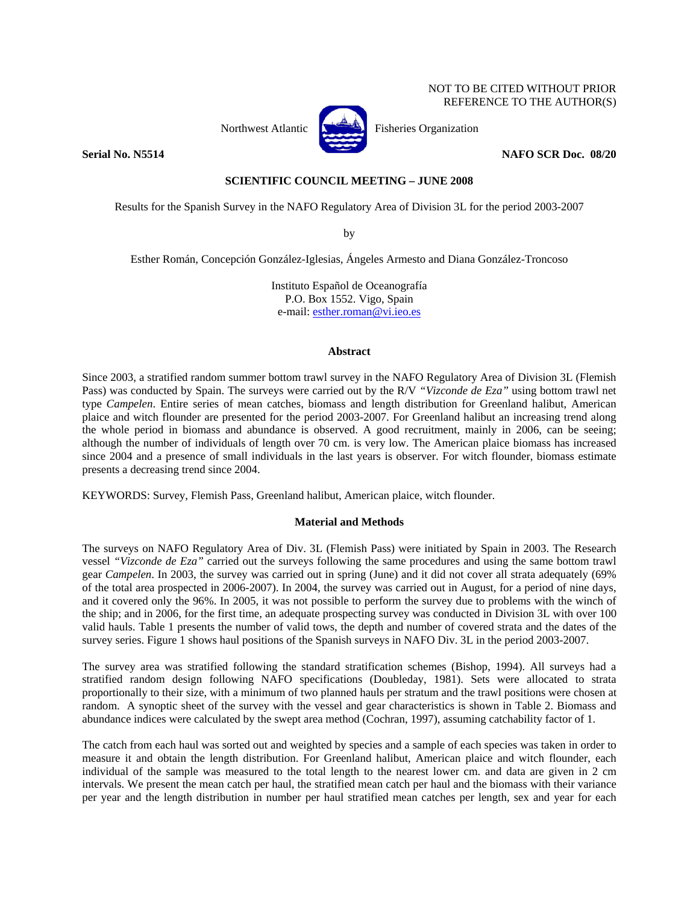NOT TO BE CITED WITHOUT PRIOR REFERENCE TO THE AUTHOR(S)

Northwest Atlantic Fisheries Organization

**Serial No. N5514** **NAFO SCR Doc. 08/20**

**SCIENTIFIC COUNCIL MEETING – JUNE 2008**

Results for the Spanish Survey in the NAFO Regulatory Area of Division 3L for the period 2003-2007

by

Esther Román, Concepción González-Iglesias, Ángeles Armesto and Diana González-Troncoso

Instituto Español de Oceanografía
P.O. Box 1552. Vigo, Spain
e-mail: esther.roman@vi.ieo.es

## Abstract

Since 2003, a stratified random summer bottom trawl survey in the NAFO Regulatory Area of Division 3L (Flemish Pass) was conducted by Spain. The surveys were carried out by the R/V *"Vizconde de Eza"* using bottom trawl net type *Campelen*. Entire series of mean catches, biomass and length distribution for Greenland halibut, American plaice and witch flounder are presented for the period 2003-2007. For Greenland halibut an increasing trend along the whole period in biomass and abundance is observed. A good recruitment, mainly in 2006, can be seeing; although the number of individuals of length over 70 cm. is very low. The American plaice biomass has increased since 2004 and a presence of small individuals in the last years is observer. For witch flounder, biomass estimate presents a decreasing trend since 2004.

KEYWORDS: Survey, Flemish Pass, Greenland halibut, American plaice, witch flounder.

## Material and Methods

The surveys on NAFO Regulatory Area of Div. 3L (Flemish Pass) were initiated by Spain in 2003. The Research vessel *"Vizconde de Eza"* carried out the surveys following the same procedures and using the same bottom trawl gear *Campelen*. In 2003, the survey was carried out in spring (June) and it did not cover all strata adequately (69% of the total area prospected in 2006-2007). In 2004, the survey was carried out in August, for a period of nine days, and it covered only the 96%. In 2005, it was not possible to perform the survey due to problems with the winch of the ship; and in 2006, for the first time, an adequate prospecting survey was conducted in Division 3L with over 100 valid hauls. Table 1 presents the number of valid tows, the depth and number of covered strata and the dates of the survey series. Figure 1 shows haul positions of the Spanish surveys in NAFO Div. 3L in the period 2003-2007.

The survey area was stratified following the standard stratification schemes (Bishop, 1994). All surveys had a stratified random design following NAFO specifications (Doubleday, 1981). Sets were allocated to strata proportionally to their size, with a minimum of two planned hauls per stratum and the trawl positions were chosen at random. A synoptic sheet of the survey with the vessel and gear characteristics is shown in Table 2. Biomass and abundance indices were calculated by the swept area method (Cochran, 1997), assuming catchability factor of 1.

The catch from each haul was sorted out and weighted by species and a sample of each species was taken in order to measure it and obtain the length distribution. For Greenland halibut, American plaice and witch flounder, each individual of the sample was measured to the total length to the nearest lower cm. and data are given in 2 cm intervals. We present the mean catch per haul, the stratified mean catch per haul and the biomass with their variance per year and the length distribution in number per haul stratified mean catches per length, sex and year for each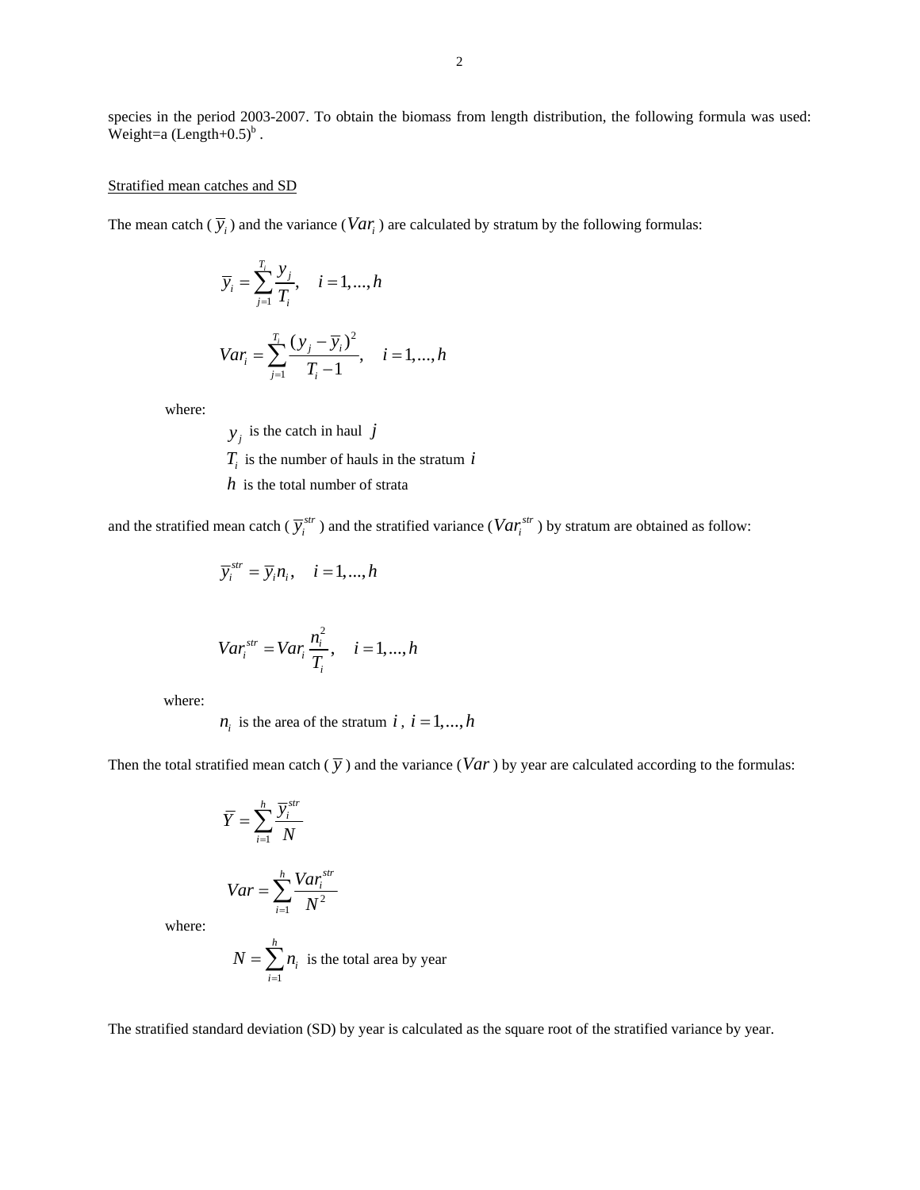species in the period 2003-2007. To obtain the biomass from length distribution, the following formula was used: Weight=a (Length+0.5)$^b$ .

Stratified mean catches and SD

The mean catch ( $\overline{y}_i$ ) and the variance ($Var_i$ ) are calculated by stratum by the following formulas:

$$\overline{y}_i = \sum_{j=1}^{T_i} \frac{y_j}{T_i}, \quad i = 1,...,h$$

$$Var_i = \sum_{j=1}^{T_i} \frac{(y_j - \overline{y}_i)^2}{T_i - 1}, \quad i = 1,...,h$$

where:

$y_j$ is the catch in haul $j$

$T_i$ is the number of hauls in the stratum $i$

$h$ is the total number of strata

and the stratified mean catch ( $\overline{y}_i^{str}$ ) and the stratified variance ($Var_i^{str}$ ) by stratum are obtained as follow:

$$\overline{y}_i^{str} = \overline{y}_i n_i, \quad i = 1,...,h$$

$$Var_i^{str} = Var_i \frac{n_i^2}{T_i}, \quad i = 1,...,h$$

where:

$n_i$ is the area of the stratum $i$ , $i = 1,...,h$

Then the total stratified mean catch ( $\overline{y}$ ) and the variance ($Var$ ) by year are calculated according to the formulas:

$$\overline{Y} = \sum_{i=1}^{h} \frac{\overline{y}_i^{str}}{N}$$

$$Var = \sum_{i=1}^{h} \frac{Var_i^{str}}{N^2}$$

where:

$N = \sum_{i=1}^{h} n_i$ is the total area by year

The stratified standard deviation (SD) by year is calculated as the square root of the stratified variance by year.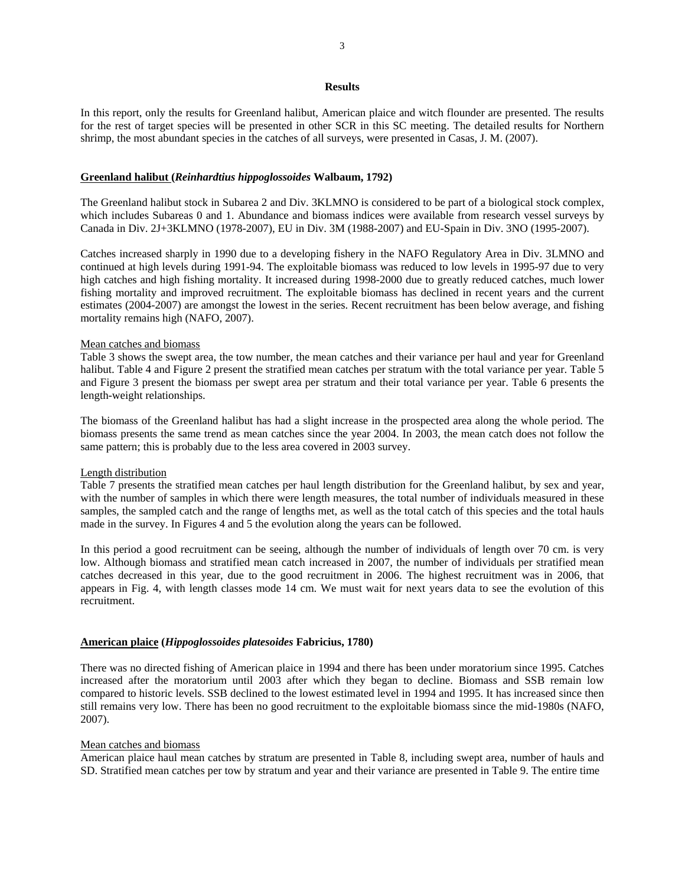## Results

In this report, only the results for Greenland halibut, American plaice and witch flounder are presented. The results for the rest of target species will be presented in other SCR in this SC meeting. The detailed results for Northern shrimp, the most abundant species in the catches of all surveys, were presented in Casas, J. M. (2007).

### Greenland halibut (*Reinhardtius hippoglossoides* Walbaum, 1792)

The Greenland halibut stock in Subarea 2 and Div. 3KLMNO is considered to be part of a biological stock complex, which includes Subareas 0 and 1. Abundance and biomass indices were available from research vessel surveys by Canada in Div. 2J+3KLMNO (1978-2007), EU in Div. 3M (1988-2007) and EU-Spain in Div. 3NO (1995-2007).

Catches increased sharply in 1990 due to a developing fishery in the NAFO Regulatory Area in Div. 3LMNO and continued at high levels during 1991-94. The exploitable biomass was reduced to low levels in 1995-97 due to very high catches and high fishing mortality. It increased during 1998-2000 due to greatly reduced catches, much lower fishing mortality and improved recruitment. The exploitable biomass has declined in recent years and the current estimates (2004-2007) are amongst the lowest in the series. Recent recruitment has been below average, and fishing mortality remains high (NAFO, 2007).

Mean catches and biomass

Table 3 shows the swept area, the tow number, the mean catches and their variance per haul and year for Greenland halibut. Table 4 and Figure 2 present the stratified mean catches per stratum with the total variance per year. Table 5 and Figure 3 present the biomass per swept area per stratum and their total variance per year. Table 6 presents the length-weight relationships.

The biomass of the Greenland halibut has had a slight increase in the prospected area along the whole period. The biomass presents the same trend as mean catches since the year 2004. In 2003, the mean catch does not follow the same pattern; this is probably due to the less area covered in 2003 survey.

Length distribution

Table 7 presents the stratified mean catches per haul length distribution for the Greenland halibut, by sex and year, with the number of samples in which there were length measures, the total number of individuals measured in these samples, the sampled catch and the range of lengths met, as well as the total catch of this species and the total hauls made in the survey. In Figures 4 and 5 the evolution along the years can be followed.

In this period a good recruitment can be seeing, although the number of individuals of length over 70 cm. is very low. Although biomass and stratified mean catch increased in 2007, the number of individuals per stratified mean catches decreased in this year, due to the good recruitment in 2006. The highest recruitment was in 2006, that appears in Fig. 4, with length classes mode 14 cm. We must wait for next years data to see the evolution of this recruitment.

### American plaice (*Hippoglossoides platesoides* Fabricius, 1780)

There was no directed fishing of American plaice in 1994 and there has been under moratorium since 1995. Catches increased after the moratorium until 2003 after which they began to decline. Biomass and SSB remain low compared to historic levels. SSB declined to the lowest estimated level in 1994 and 1995. It has increased since then still remains very low. There has been no good recruitment to the exploitable biomass since the mid-1980s (NAFO, 2007).

Mean catches and biomass

American plaice haul mean catches by stratum are presented in Table 8, including swept area, number of hauls and SD. Stratified mean catches per tow by stratum and year and their variance are presented in Table 9. The entire time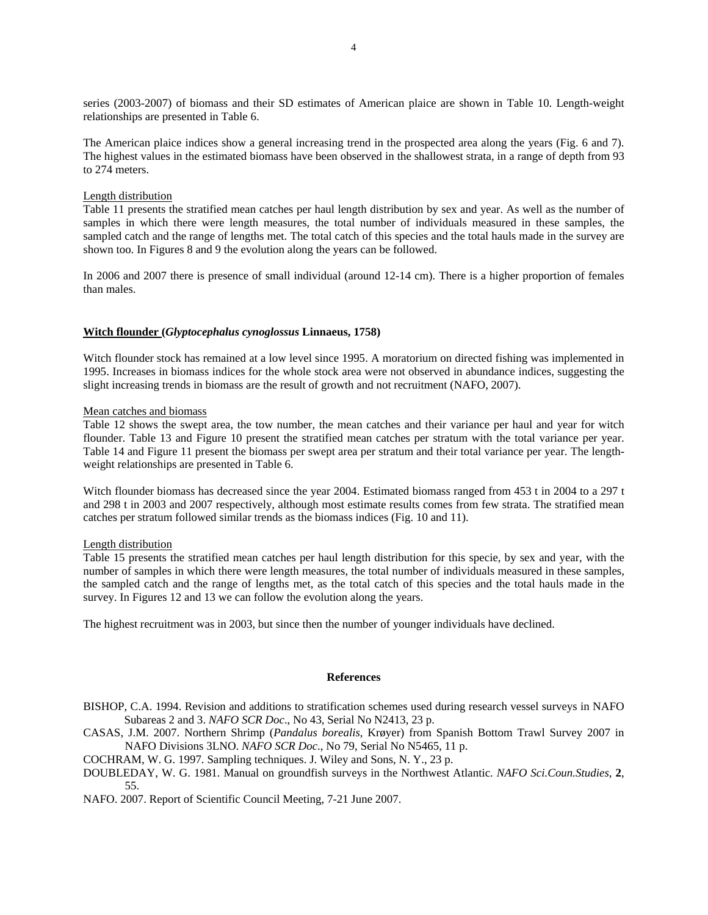series (2003-2007) of biomass and their SD estimates of American plaice are shown in Table 10. Length-weight relationships are presented in Table 6.

The American plaice indices show a general increasing trend in the prospected area along the years (Fig. 6 and 7). The highest values in the estimated biomass have been observed in the shallowest strata, in a range of depth from 93 to 274 meters.

Length distribution

Table 11 presents the stratified mean catches per haul length distribution by sex and year. As well as the number of samples in which there were length measures, the total number of individuals measured in these samples, the sampled catch and the range of lengths met. The total catch of this species and the total hauls made in the survey are shown too. In Figures 8 and 9 the evolution along the years can be followed.

In 2006 and 2007 there is presence of small individual (around 12-14 cm). There is a higher proportion of females than males.

## Witch flounder (*Glyptocephalus cynoglossus* Linnaeus, 1758)

Witch flounder stock has remained at a low level since 1995. A moratorium on directed fishing was implemented in 1995. Increases in biomass indices for the whole stock area were not observed in abundance indices, suggesting the slight increasing trends in biomass are the result of growth and not recruitment (NAFO, 2007).

Mean catches and biomass

Table 12 shows the swept area, the tow number, the mean catches and their variance per haul and year for witch flounder. Table 13 and Figure 10 present the stratified mean catches per stratum with the total variance per year. Table 14 and Figure 11 present the biomass per swept area per stratum and their total variance per year. The length-weight relationships are presented in Table 6.

Witch flounder biomass has decreased since the year 2004. Estimated biomass ranged from 453 t in 2004 to a 297 t and 298 t in 2003 and 2007 respectively, although most estimate results comes from few strata. The stratified mean catches per stratum followed similar trends as the biomass indices (Fig. 10 and 11).

Length distribution

Table 15 presents the stratified mean catches per haul length distribution for this specie, by sex and year, with the number of samples in which there were length measures, the total number of individuals measured in these samples, the sampled catch and the range of lengths met, as the total catch of this species and the total hauls made in the survey. In Figures 12 and 13 we can follow the evolution along the years.

The highest recruitment was in 2003, but since then the number of younger individuals have declined.

## References

BISHOP, C.A. 1994. Revision and additions to stratification schemes used during research vessel surveys in NAFO Subareas 2 and 3. *NAFO SCR Doc*., No 43, Serial No N2413, 23 p.

CASAS, J.M. 2007. Northern Shrimp (*Pandalus borealis*, Krøyer) from Spanish Bottom Trawl Survey 2007 in NAFO Divisions 3LNO. *NAFO SCR Doc.*, No 79, Serial No N5465, 11 p.

COCHRAM, W. G. 1997. Sampling techniques. J. Wiley and Sons, N. Y., 23 p.

DOUBLEDAY, W. G. 1981. Manual on groundfish surveys in the Northwest Atlantic. *NAFO Sci.Coun.Studies*, **2**, 55.

NAFO. 2007. Report of Scientific Council Meeting, 7-21 June 2007.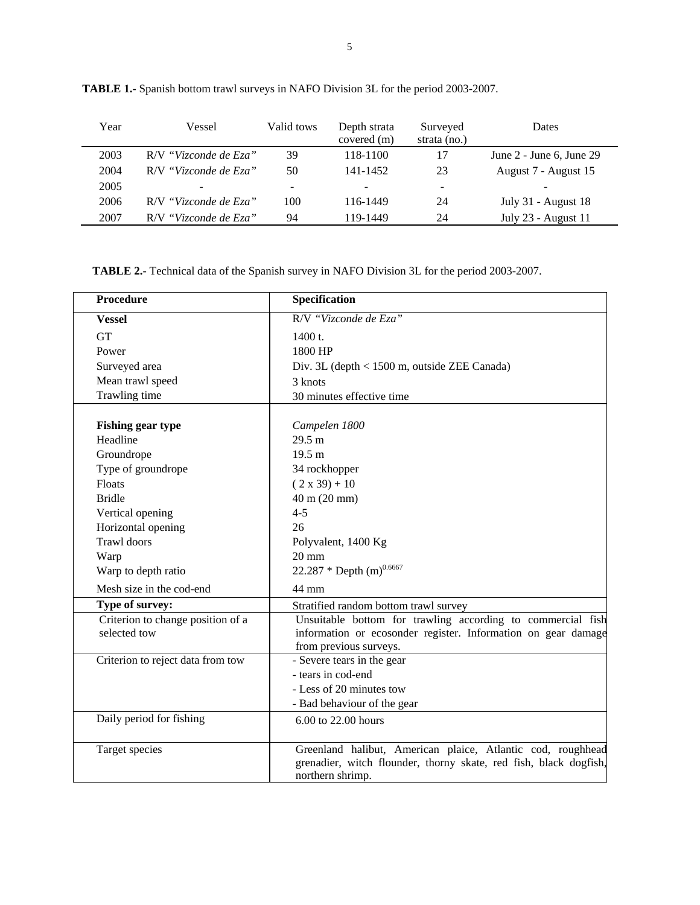**TABLE 1.-** Spanish bottom trawl surveys in NAFO Division 3L for the period 2003-2007.

| Year | Vessel | Valid tows | Depth strata covered (m) | Surveyed strata (no.) | Dates |
|---|---|---|---|---|---|
| 2003 | R/V *"Vizconde de Eza"* | 39 | 118-1100 | 17 | June 2 - June 6, June 29 |
| 2004 | R/V *"Vizconde de Eza"* | 50 | 141-1452 | 23 | August 7 - August 15 |
| 2005 | - | - | - | - | - |
| 2006 | R/V *"Vizconde de Eza"* | 100 | 116-1449 | 24 | July 31 - August 18 |
| 2007 | R/V *"Vizconde de Eza"* | 94 | 119-1449 | 24 | July 23 - August 11 |

**TABLE 2.-** Technical data of the Spanish survey in NAFO Division 3L for the period 2003-2007.

| **Procedure** | **Specification** |
|---|---|
| **Vessel** | R/V *"Vizconde de Eza"* |
| GT | 1400 t. |
| Power | 1800 HP |
| Surveyed area | Div. 3L (depth < 1500 m, outside ZEE Canada) |
| Mean trawl speed | 3 knots |
| Trawling time | 30 minutes effective time |
| **Fishing gear type** | *Campelen 1800* |
| Headline | 29.5 m |
| Groundrope | 19.5 m |
| Type of groundrope | 34 rockhopper |
| Floats | ( 2 x 39) + 10 |
| Bridle | 40 m (20 mm) |
| Vertical opening | 4-5 |
| Horizontal opening | 26 |
| Trawl doors | Polyvalent, 1400 Kg |
| Warp | 20 mm |
| Warp to depth ratio | 22.287 * Depth (m)$^{0.6667}$ |
| Mesh size in the cod-end | 44 mm |
| **Type of survey:** | Stratified random bottom trawl survey |
| Criterion to change position of a selected tow | Unsuitable bottom for trawling according to commercial fish information or ecosonder register. Information on gear damage from previous surveys. |
| Criterion to reject data from tow | - Severe tears in the gear<br>- tears in cod-end<br>- Less of 20 minutes tow<br>- Bad behaviour of the gear |
| Daily period for fishing | 6.00 to 22.00 hours |
| Target species | Greenland halibut, American plaice, Atlantic cod, roughhead grenadier, witch flounder, thorny skate, red fish, black dogfish, northern shrimp. |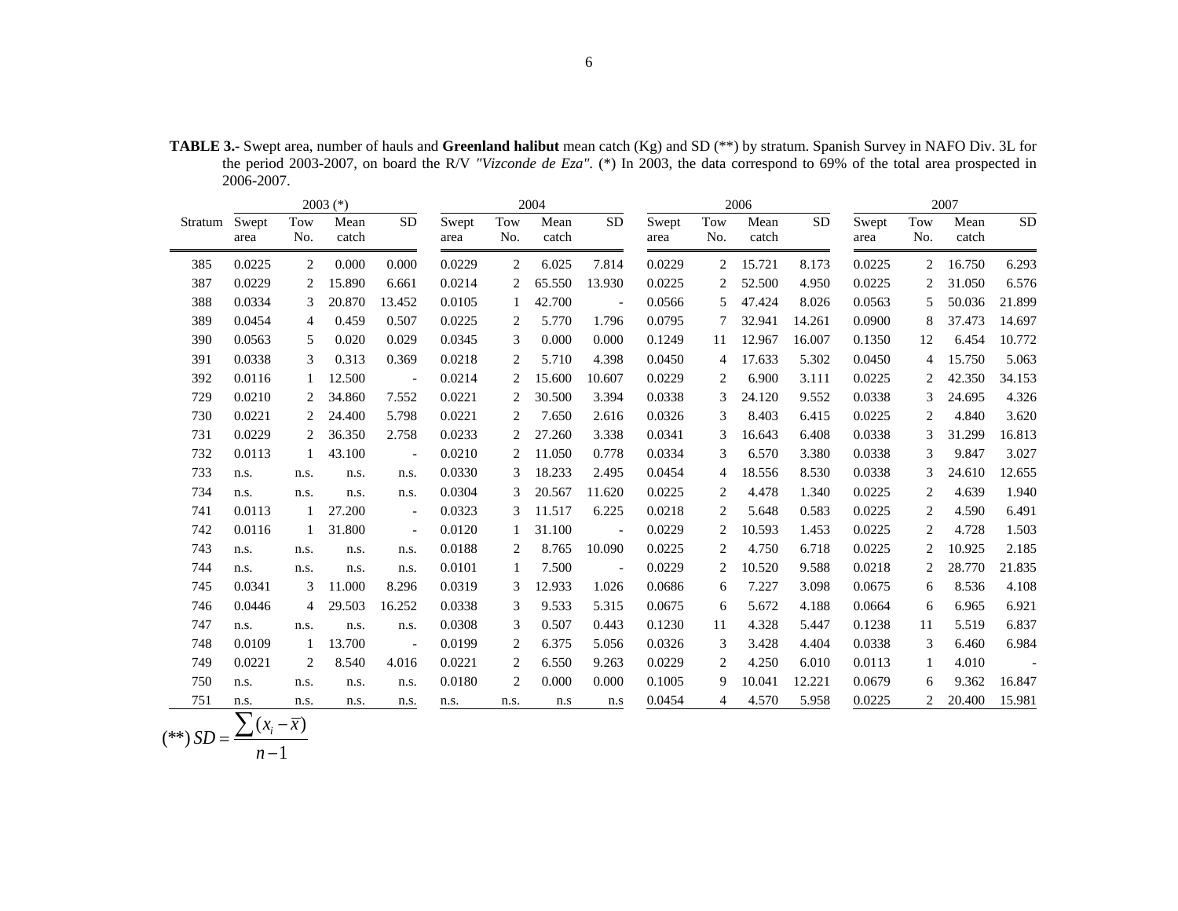**TABLE 3.-** Swept area, number of hauls and **Greenland halibut** mean catch (Kg) and SD (**) by stratum. Spanish Survey in NAFO Div. 3L for the period 2003-2007, on board the R/V *"Vizconde de Eza"*. (*) In 2003, the data correspond to 69% of the total area prospected in 2006-2007.

| | 2003 (*) | | | | 2004 | | | | 2006 | | | | 2007 | | | |
|---|---|---|---|---|---|---|---|---|---|---|---|---|---|---|---|---|
| Stratum | Swept area | Tow No. | Mean catch | SD | Swept area | Tow No. | Mean catch | SD | Swept area | Tow No. | Mean catch | SD | Swept area | Tow No. | Mean catch | SD |
| 385 | 0.0225 | 2 | 0.000 | 0.000 | 0.0229 | 2 | 6.025 | 7.814 | 0.0229 | 2 | 15.721 | 8.173 | 0.0225 | 2 | 16.750 | 6.293 |
| 387 | 0.0229 | 2 | 15.890 | 6.661 | 0.0214 | 2 | 65.550 | 13.930 | 0.0225 | 2 | 52.500 | 4.950 | 0.0225 | 2 | 31.050 | 6.576 |
| 388 | 0.0334 | 3 | 20.870 | 13.452 | 0.0105 | 1 | 42.700 | - | 0.0566 | 5 | 47.424 | 8.026 | 0.0563 | 5 | 50.036 | 21.899 |
| 389 | 0.0454 | 4 | 0.459 | 0.507 | 0.0225 | 2 | 5.770 | 1.796 | 0.0795 | 7 | 32.941 | 14.261 | 0.0900 | 8 | 37.473 | 14.697 |
| 390 | 0.0563 | 5 | 0.020 | 0.029 | 0.0345 | 3 | 0.000 | 0.000 | 0.1249 | 11 | 12.967 | 16.007 | 0.1350 | 12 | 6.454 | 10.772 |
| 391 | 0.0338 | 3 | 0.313 | 0.369 | 0.0218 | 2 | 5.710 | 4.398 | 0.0450 | 4 | 17.633 | 5.302 | 0.0450 | 4 | 15.750 | 5.063 |
| 392 | 0.0116 | 1 | 12.500 | - | 0.0214 | 2 | 15.600 | 10.607 | 0.0229 | 2 | 6.900 | 3.111 | 0.0225 | 2 | 42.350 | 34.153 |
| 729 | 0.0210 | 2 | 34.860 | 7.552 | 0.0221 | 2 | 30.500 | 3.394 | 0.0338 | 3 | 24.120 | 9.552 | 0.0338 | 3 | 24.695 | 4.326 |
| 730 | 0.0221 | 2 | 24.400 | 5.798 | 0.0221 | 2 | 7.650 | 2.616 | 0.0326 | 3 | 8.403 | 6.415 | 0.0225 | 2 | 4.840 | 3.620 |
| 731 | 0.0229 | 2 | 36.350 | 2.758 | 0.0233 | 2 | 27.260 | 3.338 | 0.0341 | 3 | 16.643 | 6.408 | 0.0338 | 3 | 31.299 | 16.813 |
| 732 | 0.0113 | 1 | 43.100 | - | 0.0210 | 2 | 11.050 | 0.778 | 0.0334 | 3 | 6.570 | 3.380 | 0.0338 | 3 | 9.847 | 3.027 |
| 733 | n.s. | n.s. | n.s. | n.s. | 0.0330 | 3 | 18.233 | 2.495 | 0.0454 | 4 | 18.556 | 8.530 | 0.0338 | 3 | 24.610 | 12.655 |
| 734 | n.s. | n.s. | n.s. | n.s. | 0.0304 | 3 | 20.567 | 11.620 | 0.0225 | 2 | 4.478 | 1.340 | 0.0225 | 2 | 4.639 | 1.940 |
| 741 | 0.0113 | 1 | 27.200 | - | 0.0323 | 3 | 11.517 | 6.225 | 0.0218 | 2 | 5.648 | 0.583 | 0.0225 | 2 | 4.590 | 6.491 |
| 742 | 0.0116 | 1 | 31.800 | - | 0.0120 | 1 | 31.100 | - | 0.0229 | 2 | 10.593 | 1.453 | 0.0225 | 2 | 4.728 | 1.503 |
| 743 | n.s. | n.s. | n.s. | n.s. | 0.0188 | 2 | 8.765 | 10.090 | 0.0225 | 2 | 4.750 | 6.718 | 0.0225 | 2 | 10.925 | 2.185 |
| 744 | n.s. | n.s. | n.s. | n.s. | 0.0101 | 1 | 7.500 | - | 0.0229 | 2 | 10.520 | 9.588 | 0.0218 | 2 | 28.770 | 21.835 |
| 745 | 0.0341 | 3 | 11.000 | 8.296 | 0.0319 | 3 | 12.933 | 1.026 | 0.0686 | 6 | 7.227 | 3.098 | 0.0675 | 6 | 8.536 | 4.108 |
| 746 | 0.0446 | 4 | 29.503 | 16.252 | 0.0338 | 3 | 9.533 | 5.315 | 0.0675 | 6 | 5.672 | 4.188 | 0.0664 | 6 | 6.965 | 6.921 |
| 747 | n.s. | n.s. | n.s. | n.s. | 0.0308 | 3 | 0.507 | 0.443 | 0.1230 | 11 | 4.328 | 5.447 | 0.1238 | 11 | 5.519 | 6.837 |
| 748 | 0.0109 | 1 | 13.700 | - | 0.0199 | 2 | 6.375 | 5.056 | 0.0326 | 3 | 3.428 | 4.404 | 0.0338 | 3 | 6.460 | 6.984 |
| 749 | 0.0221 | 2 | 8.540 | 4.016 | 0.0221 | 2 | 6.550 | 9.263 | 0.0229 | 2 | 4.250 | 6.010 | 0.0113 | 1 | 4.010 | - |
| 750 | n.s. | n.s. | n.s. | n.s. | 0.0180 | 2 | 0.000 | 0.000 | 0.1005 | 9 | 10.041 | 12.221 | 0.0679 | 6 | 9.362 | 16.847 |
| 751 | n.s. | n.s. | n.s. | n.s. | n.s. | n.s. | n.s | n.s | 0.0454 | 4 | 4.570 | 5.958 | 0.0225 | 2 | 20.400 | 15.981 |

(**) $SD = \frac{\sum (x_i - \overline{x})}{n-1}$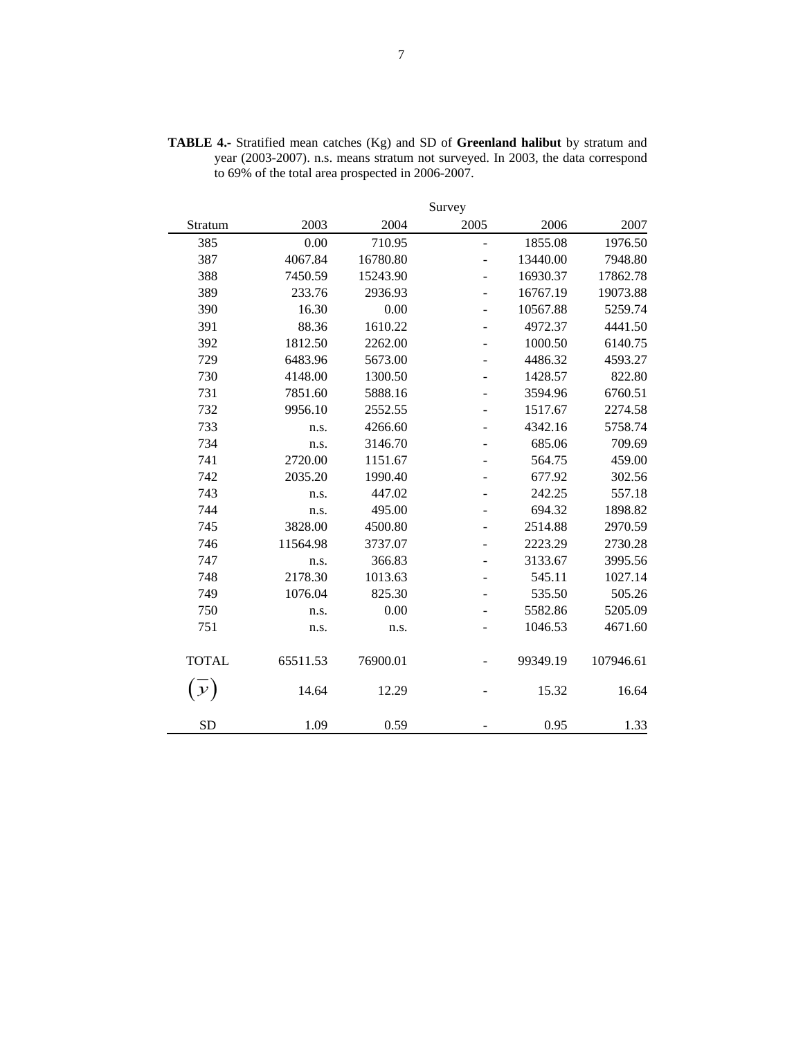**TABLE 4.-** Stratified mean catches (Kg) and SD of **Greenland halibut** by stratum and year (2003-2007). n.s. means stratum not surveyed. In 2003, the data correspond to 69% of the total area prospected in 2006-2007.

| | Survey | | | | |
|---|---|---|---|---|---|
| Stratum | 2003 | 2004 | 2005 | 2006 | 2007 |
| 385 | 0.00 | 710.95 | - | 1855.08 | 1976.50 |
| 387 | 4067.84 | 16780.80 | - | 13440.00 | 7948.80 |
| 388 | 7450.59 | 15243.90 | - | 16930.37 | 17862.78 |
| 389 | 233.76 | 2936.93 | - | 16767.19 | 19073.88 |
| 390 | 16.30 | 0.00 | - | 10567.88 | 5259.74 |
| 391 | 88.36 | 1610.22 | - | 4972.37 | 4441.50 |
| 392 | 1812.50 | 2262.00 | - | 1000.50 | 6140.75 |
| 729 | 6483.96 | 5673.00 | - | 4486.32 | 4593.27 |
| 730 | 4148.00 | 1300.50 | - | 1428.57 | 822.80 |
| 731 | 7851.60 | 5888.16 | - | 3594.96 | 6760.51 |
| 732 | 9956.10 | 2552.55 | - | 1517.67 | 2274.58 |
| 733 | n.s. | 4266.60 | - | 4342.16 | 5758.74 |
| 734 | n.s. | 3146.70 | - | 685.06 | 709.69 |
| 741 | 2720.00 | 1151.67 | - | 564.75 | 459.00 |
| 742 | 2035.20 | 1990.40 | - | 677.92 | 302.56 |
| 743 | n.s. | 447.02 | - | 242.25 | 557.18 |
| 744 | n.s. | 495.00 | - | 694.32 | 1898.82 |
| 745 | 3828.00 | 4500.80 | - | 2514.88 | 2970.59 |
| 746 | 11564.98 | 3737.07 | - | 2223.29 | 2730.28 |
| 747 | n.s. | 366.83 | - | 3133.67 | 3995.56 |
| 748 | 2178.30 | 1013.63 | - | 545.11 | 1027.14 |
| 749 | 1076.04 | 825.30 | - | 535.50 | 505.26 |
| 750 | n.s. | 0.00 | - | 5582.86 | 5205.09 |
| 751 | n.s. | n.s. | - | 1046.53 | 4671.60 |
| TOTAL | 65511.53 | 76900.01 | - | 99349.19 | 107946.61 |
| $(\overline{y})$ | 14.64 | 12.29 | - | 15.32 | 16.64 |
| SD | 1.09 | 0.59 | - | 0.95 | 1.33 |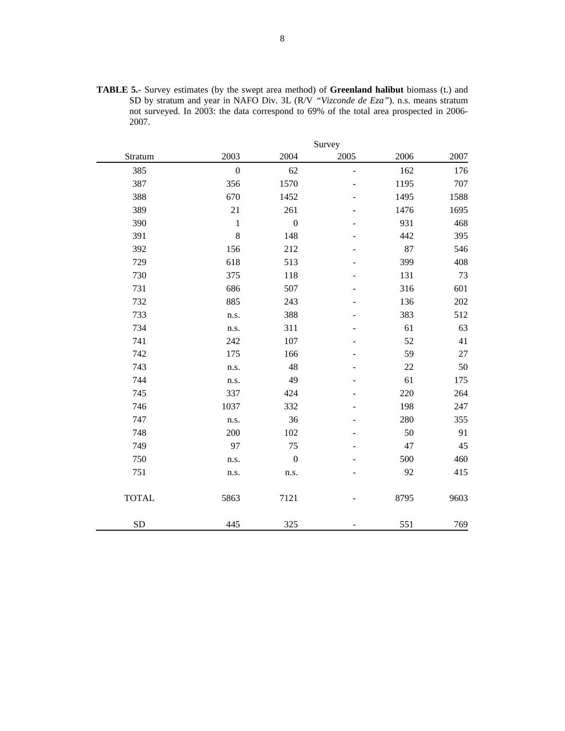**TABLE 5.-** Survey estimates (by the swept area method) of **Greenland halibut** biomass (t.) and SD by stratum and year in NAFO Div. 3L (R/V *"Vizconde de Eza"*). n.s. means stratum not surveyed. In 2003: the data correspond to 69% of the total area prospected in 2006-2007.

| | Survey | | | | |
|---|---|---|---|---|---|
| Stratum | 2003 | 2004 | 2005 | 2006 | 2007 |
| 385 | 0 | 62 | - | 162 | 176 |
| 387 | 356 | 1570 | - | 1195 | 707 |
| 388 | 670 | 1452 | - | 1495 | 1588 |
| 389 | 21 | 261 | - | 1476 | 1695 |
| 390 | 1 | 0 | - | 931 | 468 |
| 391 | 8 | 148 | - | 442 | 395 |
| 392 | 156 | 212 | - | 87 | 546 |
| 729 | 618 | 513 | - | 399 | 408 |
| 730 | 375 | 118 | - | 131 | 73 |
| 731 | 686 | 507 | - | 316 | 601 |
| 732 | 885 | 243 | - | 136 | 202 |
| 733 | n.s. | 388 | - | 383 | 512 |
| 734 | n.s. | 311 | - | 61 | 63 |
| 741 | 242 | 107 | - | 52 | 41 |
| 742 | 175 | 166 | - | 59 | 27 |
| 743 | n.s. | 48 | - | 22 | 50 |
| 744 | n.s. | 49 | - | 61 | 175 |
| 745 | 337 | 424 | - | 220 | 264 |
| 746 | 1037 | 332 | - | 198 | 247 |
| 747 | n.s. | 36 | - | 280 | 355 |
| 748 | 200 | 102 | - | 50 | 91 |
| 749 | 97 | 75 | - | 47 | 45 |
| 750 | n.s. | 0 | - | 500 | 460 |
| 751 | n.s. | n.s. | - | 92 | 415 |
| TOTAL | 5863 | 7121 | - | 8795 | 9603 |
| SD | 445 | 325 | - | 551 | 769 |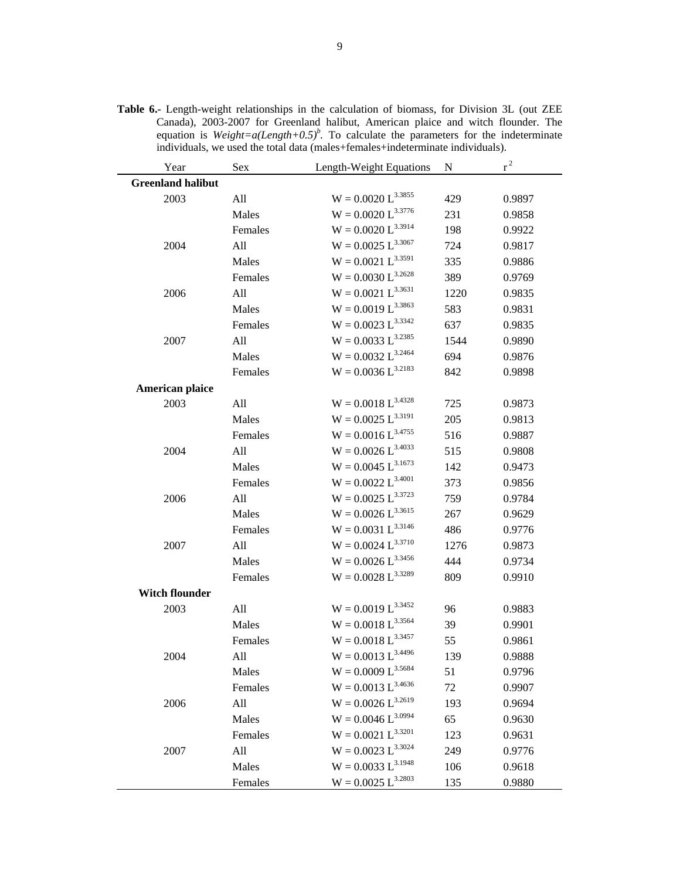**Table 6.-** Length-weight relationships in the calculation of biomass, for Division 3L (out ZEE Canada), 2003-2007 for Greenland halibut, American plaice and witch flounder. The equation is $Weight=a(Length+0.5)^b$. To calculate the parameters for the indeterminate individuals, we used the total data (males+females+indeterminate individuals).

| Year | Sex | Length-Weight Equations | N | $r^2$ |
|---|---|---|---|---|
| **Greenland halibut** | | | | |
| 2003 | All | $W = 0.0020\ L^{3.3855}$ | 429 | 0.9897 |
| | Males | $W = 0.0020\ L^{3.3776}$ | 231 | 0.9858 |
| | Females | $W = 0.0020\ L^{3.3914}$ | 198 | 0.9922 |
| 2004 | All | $W = 0.0025\ L^{3.3067}$ | 724 | 0.9817 |
| | Males | $W = 0.0021\ L^{3.3591}$ | 335 | 0.9886 |
| | Females | $W = 0.0030\ L^{3.2628}$ | 389 | 0.9769 |
| 2006 | All | $W = 0.0021\ L^{3.3631}$ | 1220 | 0.9835 |
| | Males | $W = 0.0019\ L^{3.3863}$ | 583 | 0.9831 |
| | Females | $W = 0.0023\ L^{3.3342}$ | 637 | 0.9835 |
| 2007 | All | $W = 0.0033\ L^{3.2385}$ | 1544 | 0.9890 |
| | Males | $W = 0.0032\ L^{3.2464}$ | 694 | 0.9876 |
| | Females | $W = 0.0036\ L^{3.2183}$ | 842 | 0.9898 |
| **American plaice** | | | | |
| 2003 | All | $W = 0.0018\ L^{3.4328}$ | 725 | 0.9873 |
| | Males | $W = 0.0025\ L^{3.3191}$ | 205 | 0.9813 |
| | Females | $W = 0.0016\ L^{3.4755}$ | 516 | 0.9887 |
| 2004 | All | $W = 0.0026\ L^{3.4033}$ | 515 | 0.9808 |
| | Males | $W = 0.0045\ L^{3.1673}$ | 142 | 0.9473 |
| | Females | $W = 0.0022\ L^{3.4001}$ | 373 | 0.9856 |
| 2006 | All | $W = 0.0025\ L^{3.3723}$ | 759 | 0.9784 |
| | Males | $W = 0.0026\ L^{3.3615}$ | 267 | 0.9629 |
| | Females | $W = 0.0031\ L^{3.3146}$ | 486 | 0.9776 |
| 2007 | All | $W = 0.0024\ L^{3.3710}$ | 1276 | 0.9873 |
| | Males | $W = 0.0026\ L^{3.3456}$ | 444 | 0.9734 |
| | Females | $W = 0.0028\ L^{3.3289}$ | 809 | 0.9910 |
| **Witch flounder** | | | | |
| 2003 | All | $W = 0.0019\ L^{3.3452}$ | 96 | 0.9883 |
| | Males | $W = 0.0018\ L^{3.3564}$ | 39 | 0.9901 |
| | Females | $W = 0.0018\ L^{3.3457}$ | 55 | 0.9861 |
| 2004 | All | $W = 0.0013\ L^{3.4496}$ | 139 | 0.9888 |
| | Males | $W = 0.0009\ L^{3.5684}$ | 51 | 0.9796 |
| | Females | $W = 0.0013\ L^{3.4636}$ | 72 | 0.9907 |
| 2006 | All | $W = 0.0026\ L^{3.2619}$ | 193 | 0.9694 |
| | Males | $W = 0.0046\ L^{3.0994}$ | 65 | 0.9630 |
| | Females | $W = 0.0021\ L^{3.3201}$ | 123 | 0.9631 |
| 2007 | All | $W = 0.0023\ L^{3.3024}$ | 249 | 0.9776 |
| | Males | $W = 0.0033\ L^{3.1948}$ | 106 | 0.9618 |
| | Females | $W = 0.0025\ L^{3.2803}$ | 135 | 0.9880 |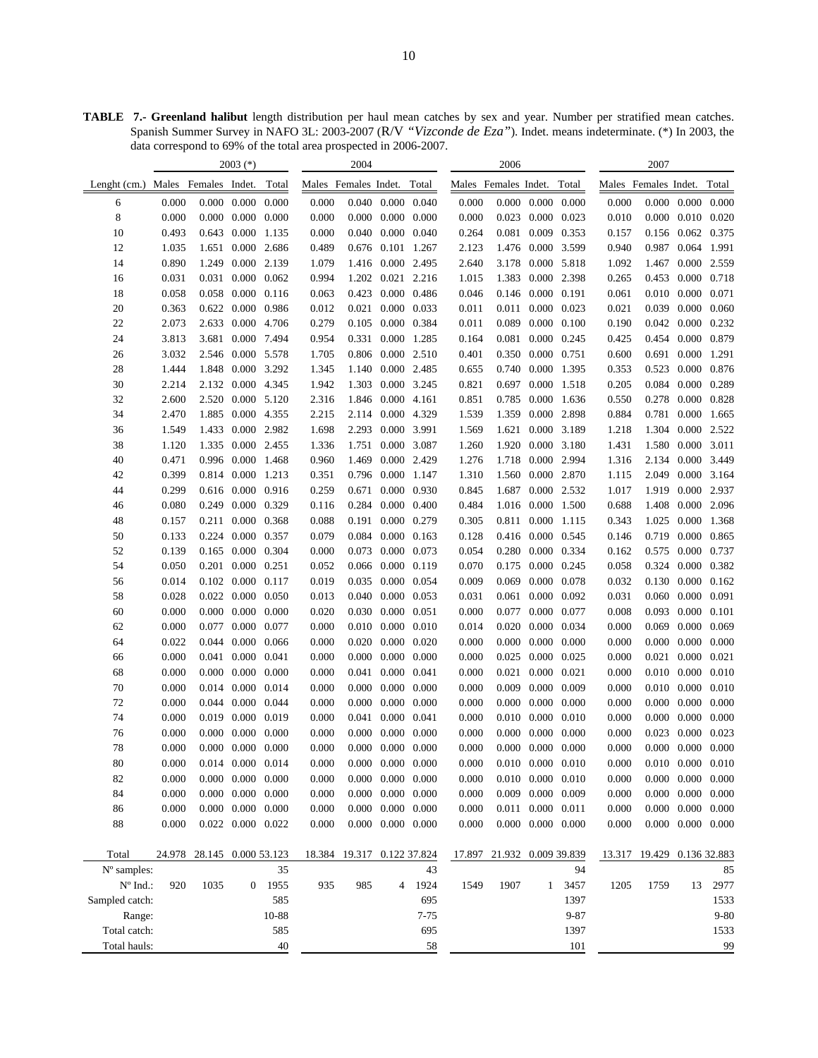**TABLE 7.- Greenland halibut** length distribution per haul mean catches by sex and year. Number per stratified mean catches. Spanish Summer Survey in NAFO 3L: 2003-2007 (R/V *"Vizconde de Eza"*). Indet. means indeterminate. (*) In 2003, the data correspond to 69% of the total area prospected in 2006-2007.

| | 2003 (*) | | | | 2004 | | | | 2006 | | | | 2007 | | | |
|---|---|---|---|---|---|---|---|---|---|---|---|---|---|---|---|---|
| Lenght (cm.) | Males | Females | Indet. | Total | Males | Females | Indet. | Total | Males | Females | Indet. | Total | Males | Females | Indet. | Total |
| 6 | 0.000 | 0.000 | 0.000 | 0.000 | 0.000 | 0.040 | 0.000 | 0.040 | 0.000 | 0.000 | 0.000 | 0.000 | 0.000 | 0.000 | 0.000 | 0.000 |
| 8 | 0.000 | 0.000 | 0.000 | 0.000 | 0.000 | 0.000 | 0.000 | 0.000 | 0.000 | 0.023 | 0.000 | 0.023 | 0.010 | 0.000 | 0.010 | 0.020 |
| 10 | 0.493 | 0.643 | 0.000 | 1.135 | 0.000 | 0.040 | 0.000 | 0.040 | 0.264 | 0.081 | 0.009 | 0.353 | 0.157 | 0.156 | 0.062 | 0.375 |
| 12 | 1.035 | 1.651 | 0.000 | 2.686 | 0.489 | 0.676 | 0.101 | 1.267 | 2.123 | 1.476 | 0.000 | 3.599 | 0.940 | 0.987 | 0.064 | 1.991 |
| 14 | 0.890 | 1.249 | 0.000 | 2.139 | 1.079 | 1.416 | 0.000 | 2.495 | 2.640 | 3.178 | 0.000 | 5.818 | 1.092 | 1.467 | 0.000 | 2.559 |
| 16 | 0.031 | 0.031 | 0.000 | 0.062 | 0.994 | 1.202 | 0.021 | 2.216 | 1.015 | 1.383 | 0.000 | 2.398 | 0.265 | 0.453 | 0.000 | 0.718 |
| 18 | 0.058 | 0.058 | 0.000 | 0.116 | 0.063 | 0.423 | 0.000 | 0.486 | 0.046 | 0.146 | 0.000 | 0.191 | 0.061 | 0.010 | 0.000 | 0.071 |
| 20 | 0.363 | 0.622 | 0.000 | 0.986 | 0.012 | 0.021 | 0.000 | 0.033 | 0.011 | 0.011 | 0.000 | 0.023 | 0.021 | 0.039 | 0.000 | 0.060 |
| 22 | 2.073 | 2.633 | 0.000 | 4.706 | 0.279 | 0.105 | 0.000 | 0.384 | 0.011 | 0.089 | 0.000 | 0.100 | 0.190 | 0.042 | 0.000 | 0.232 |
| 24 | 3.813 | 3.681 | 0.000 | 7.494 | 0.954 | 0.331 | 0.000 | 1.285 | 0.164 | 0.081 | 0.000 | 0.245 | 0.425 | 0.454 | 0.000 | 0.879 |
| 26 | 3.032 | 2.546 | 0.000 | 5.578 | 1.705 | 0.806 | 0.000 | 2.510 | 0.401 | 0.350 | 0.000 | 0.751 | 0.600 | 0.691 | 0.000 | 1.291 |
| 28 | 1.444 | 1.848 | 0.000 | 3.292 | 1.345 | 1.140 | 0.000 | 2.485 | 0.655 | 0.740 | 0.000 | 1.395 | 0.353 | 0.523 | 0.000 | 0.876 |
| 30 | 2.214 | 2.132 | 0.000 | 4.345 | 1.942 | 1.303 | 0.000 | 3.245 | 0.821 | 0.697 | 0.000 | 1.518 | 0.205 | 0.084 | 0.000 | 0.289 |
| 32 | 2.600 | 2.520 | 0.000 | 5.120 | 2.316 | 1.846 | 0.000 | 4.161 | 0.851 | 0.785 | 0.000 | 1.636 | 0.550 | 0.278 | 0.000 | 0.828 |
| 34 | 2.470 | 1.885 | 0.000 | 4.355 | 2.215 | 2.114 | 0.000 | 4.329 | 1.539 | 1.359 | 0.000 | 2.898 | 0.884 | 0.781 | 0.000 | 1.665 |
| 36 | 1.549 | 1.433 | 0.000 | 2.982 | 1.698 | 2.293 | 0.000 | 3.991 | 1.569 | 1.621 | 0.000 | 3.189 | 1.218 | 1.304 | 0.000 | 2.522 |
| 38 | 1.120 | 1.335 | 0.000 | 2.455 | 1.336 | 1.751 | 0.000 | 3.087 | 1.260 | 1.920 | 0.000 | 3.180 | 1.431 | 1.580 | 0.000 | 3.011 |
| 40 | 0.471 | 0.996 | 0.000 | 1.468 | 0.960 | 1.469 | 0.000 | 2.429 | 1.276 | 1.718 | 0.000 | 2.994 | 1.316 | 2.134 | 0.000 | 3.449 |
| 42 | 0.399 | 0.814 | 0.000 | 1.213 | 0.351 | 0.796 | 0.000 | 1.147 | 1.310 | 1.560 | 0.000 | 2.870 | 1.115 | 2.049 | 0.000 | 3.164 |
| 44 | 0.299 | 0.616 | 0.000 | 0.916 | 0.259 | 0.671 | 0.000 | 0.930 | 0.845 | 1.687 | 0.000 | 2.532 | 1.017 | 1.919 | 0.000 | 2.937 |
| 46 | 0.080 | 0.249 | 0.000 | 0.329 | 0.116 | 0.284 | 0.000 | 0.400 | 0.484 | 1.016 | 0.000 | 1.500 | 0.688 | 1.408 | 0.000 | 2.096 |
| 48 | 0.157 | 0.211 | 0.000 | 0.368 | 0.088 | 0.191 | 0.000 | 0.279 | 0.305 | 0.811 | 0.000 | 1.115 | 0.343 | 1.025 | 0.000 | 1.368 |
| 50 | 0.133 | 0.224 | 0.000 | 0.357 | 0.079 | 0.084 | 0.000 | 0.163 | 0.128 | 0.416 | 0.000 | 0.545 | 0.146 | 0.719 | 0.000 | 0.865 |
| 52 | 0.139 | 0.165 | 0.000 | 0.304 | 0.000 | 0.073 | 0.000 | 0.073 | 0.054 | 0.280 | 0.000 | 0.334 | 0.162 | 0.575 | 0.000 | 0.737 |
| 54 | 0.050 | 0.201 | 0.000 | 0.251 | 0.052 | 0.066 | 0.000 | 0.119 | 0.070 | 0.175 | 0.000 | 0.245 | 0.058 | 0.324 | 0.000 | 0.382 |
| 56 | 0.014 | 0.102 | 0.000 | 0.117 | 0.019 | 0.035 | 0.000 | 0.054 | 0.009 | 0.069 | 0.000 | 0.078 | 0.032 | 0.130 | 0.000 | 0.162 |
| 58 | 0.028 | 0.022 | 0.000 | 0.050 | 0.013 | 0.040 | 0.000 | 0.053 | 0.031 | 0.061 | 0.000 | 0.092 | 0.031 | 0.060 | 0.000 | 0.091 |
| 60 | 0.000 | 0.000 | 0.000 | 0.000 | 0.020 | 0.030 | 0.000 | 0.051 | 0.000 | 0.077 | 0.000 | 0.077 | 0.008 | 0.093 | 0.000 | 0.101 |
| 62 | 0.000 | 0.077 | 0.000 | 0.077 | 0.000 | 0.010 | 0.000 | 0.010 | 0.014 | 0.020 | 0.000 | 0.034 | 0.000 | 0.069 | 0.000 | 0.069 |
| 64 | 0.022 | 0.044 | 0.000 | 0.066 | 0.000 | 0.020 | 0.000 | 0.020 | 0.000 | 0.000 | 0.000 | 0.000 | 0.000 | 0.000 | 0.000 | 0.000 |
| 66 | 0.000 | 0.041 | 0.000 | 0.041 | 0.000 | 0.000 | 0.000 | 0.000 | 0.000 | 0.025 | 0.000 | 0.025 | 0.000 | 0.021 | 0.000 | 0.021 |
| 68 | 0.000 | 0.000 | 0.000 | 0.000 | 0.000 | 0.041 | 0.000 | 0.041 | 0.000 | 0.021 | 0.000 | 0.021 | 0.000 | 0.010 | 0.000 | 0.010 |
| 70 | 0.000 | 0.014 | 0.000 | 0.014 | 0.000 | 0.000 | 0.000 | 0.000 | 0.000 | 0.009 | 0.000 | 0.009 | 0.000 | 0.010 | 0.000 | 0.010 |
| 72 | 0.000 | 0.044 | 0.000 | 0.044 | 0.000 | 0.000 | 0.000 | 0.000 | 0.000 | 0.000 | 0.000 | 0.000 | 0.000 | 0.000 | 0.000 | 0.000 |
| 74 | 0.000 | 0.019 | 0.000 | 0.019 | 0.000 | 0.041 | 0.000 | 0.041 | 0.000 | 0.010 | 0.000 | 0.010 | 0.000 | 0.000 | 0.000 | 0.000 |
| 76 | 0.000 | 0.000 | 0.000 | 0.000 | 0.000 | 0.000 | 0.000 | 0.000 | 0.000 | 0.000 | 0.000 | 0.000 | 0.000 | 0.023 | 0.000 | 0.023 |
| 78 | 0.000 | 0.000 | 0.000 | 0.000 | 0.000 | 0.000 | 0.000 | 0.000 | 0.000 | 0.000 | 0.000 | 0.000 | 0.000 | 0.000 | 0.000 | 0.000 |
| 80 | 0.000 | 0.014 | 0.000 | 0.014 | 0.000 | 0.000 | 0.000 | 0.000 | 0.000 | 0.010 | 0.000 | 0.010 | 0.000 | 0.010 | 0.000 | 0.010 |
| 82 | 0.000 | 0.000 | 0.000 | 0.000 | 0.000 | 0.000 | 0.000 | 0.000 | 0.000 | 0.010 | 0.000 | 0.010 | 0.000 | 0.000 | 0.000 | 0.000 |
| 84 | 0.000 | 0.000 | 0.000 | 0.000 | 0.000 | 0.000 | 0.000 | 0.000 | 0.000 | 0.009 | 0.000 | 0.009 | 0.000 | 0.000 | 0.000 | 0.000 |
| 86 | 0.000 | 0.000 | 0.000 | 0.000 | 0.000 | 0.000 | 0.000 | 0.000 | 0.000 | 0.011 | 0.000 | 0.011 | 0.000 | 0.000 | 0.000 | 0.000 |
| 88 | 0.000 | 0.022 | 0.000 | 0.022 | 0.000 | 0.000 | 0.000 | 0.000 | 0.000 | 0.000 | 0.000 | 0.000 | 0.000 | 0.000 | 0.000 | 0.000 |
| Total | 24.978 | 28.145 | 0.000 | 53.123 | 18.384 | 19.317 | 0.122 | 37.824 | 17.897 | 21.932 | 0.009 | 39.839 | 13.317 | 19.429 | 0.136 | 32.883 |
| Nº samples: | | | | 35 | | | | 43 | | | | 94 | | | | 85 |
| Nº Ind.: | 920 | 1035 | 0 | 1955 | 935 | 985 | 4 | 1924 | 1549 | 1907 | 1 | 3457 | 1205 | 1759 | 13 | 2977 |
| Sampled catch: | | | | 585 | | | | 695 | | | | 1397 | | | | 1533 |
| Range: | | | | 10-88 | | | | 7-75 | | | | 9-87 | | | | 9-80 |
| Total catch: | | | | 585 | | | | 695 | | | | 1397 | | | | 1533 |
| Total hauls: | | | | 40 | | | | 58 | | | | 101 | | | | 99 |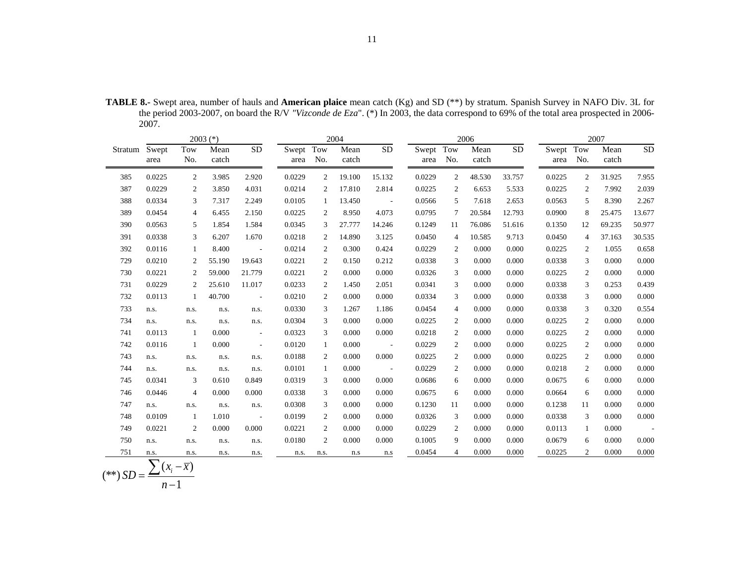**TABLE 8.-** Swept area, number of hauls and **American plaice** mean catch (Kg) and SD (**) by stratum. Spanish Survey in NAFO Div. 3L for the period 2003-2007, on board the R/V *"Vizconde de Eza*". (*) In 2003, the data correspond to 69% of the total area prospected in 2006-2007.

| Stratum | 2003 (*) | | | | 2004 | | | | 2006 | | | | 2007 | | | |
|---|---|---|---|---|---|---|---|---|---|---|---|---|---|---|---|---|
| | Swept area | Tow No. | Mean catch | SD | Swept area | Tow No. | Mean catch | SD | Swept area | Tow No. | Mean catch | SD | Swept area | Tow No. | Mean catch | SD |
| 385 | 0.0225 | 2 | 3.985 | 2.920 | 0.0229 | 2 | 19.100 | 15.132 | 0.0229 | 2 | 48.530 | 33.757 | 0.0225 | 2 | 31.925 | 7.955 |
| 387 | 0.0229 | 2 | 3.850 | 4.031 | 0.0214 | 2 | 17.810 | 2.814 | 0.0225 | 2 | 6.653 | 5.533 | 0.0225 | 2 | 7.992 | 2.039 |
| 388 | 0.0334 | 3 | 7.317 | 2.249 | 0.0105 | 1 | 13.450 | - | 0.0566 | 5 | 7.618 | 2.653 | 0.0563 | 5 | 8.390 | 2.267 |
| 389 | 0.0454 | 4 | 6.455 | 2.150 | 0.0225 | 2 | 8.950 | 4.073 | 0.0795 | 7 | 20.584 | 12.793 | 0.0900 | 8 | 25.475 | 13.677 |
| 390 | 0.0563 | 5 | 1.854 | 1.584 | 0.0345 | 3 | 27.777 | 14.246 | 0.1249 | 11 | 76.086 | 51.616 | 0.1350 | 12 | 69.235 | 50.977 |
| 391 | 0.0338 | 3 | 6.207 | 1.670 | 0.0218 | 2 | 14.890 | 3.125 | 0.0450 | 4 | 10.585 | 9.713 | 0.0450 | 4 | 37.163 | 30.535 |
| 392 | 0.0116 | 1 | 8.400 | - | 0.0214 | 2 | 0.300 | 0.424 | 0.0229 | 2 | 0.000 | 0.000 | 0.0225 | 2 | 1.055 | 0.658 |
| 729 | 0.0210 | 2 | 55.190 | 19.643 | 0.0221 | 2 | 0.150 | 0.212 | 0.0338 | 3 | 0.000 | 0.000 | 0.0338 | 3 | 0.000 | 0.000 |
| 730 | 0.0221 | 2 | 59.000 | 21.779 | 0.0221 | 2 | 0.000 | 0.000 | 0.0326 | 3 | 0.000 | 0.000 | 0.0225 | 2 | 0.000 | 0.000 |
| 731 | 0.0229 | 2 | 25.610 | 11.017 | 0.0233 | 2 | 1.450 | 2.051 | 0.0341 | 3 | 0.000 | 0.000 | 0.0338 | 3 | 0.253 | 0.439 |
| 732 | 0.0113 | 1 | 40.700 | - | 0.0210 | 2 | 0.000 | 0.000 | 0.0334 | 3 | 0.000 | 0.000 | 0.0338 | 3 | 0.000 | 0.000 |
| 733 | n.s. | n.s. | n.s. | n.s. | 0.0330 | 3 | 1.267 | 1.186 | 0.0454 | 4 | 0.000 | 0.000 | 0.0338 | 3 | 0.320 | 0.554 |
| 734 | n.s. | n.s. | n.s. | n.s. | 0.0304 | 3 | 0.000 | 0.000 | 0.0225 | 2 | 0.000 | 0.000 | 0.0225 | 2 | 0.000 | 0.000 |
| 741 | 0.0113 | 1 | 0.000 | - | 0.0323 | 3 | 0.000 | 0.000 | 0.0218 | 2 | 0.000 | 0.000 | 0.0225 | 2 | 0.000 | 0.000 |
| 742 | 0.0116 | 1 | 0.000 | - | 0.0120 | 1 | 0.000 | - | 0.0229 | 2 | 0.000 | 0.000 | 0.0225 | 2 | 0.000 | 0.000 |
| 743 | n.s. | n.s. | n.s. | n.s. | 0.0188 | 2 | 0.000 | 0.000 | 0.0225 | 2 | 0.000 | 0.000 | 0.0225 | 2 | 0.000 | 0.000 |
| 744 | n.s. | n.s. | n.s. | n.s. | 0.0101 | 1 | 0.000 | - | 0.0229 | 2 | 0.000 | 0.000 | 0.0218 | 2 | 0.000 | 0.000 |
| 745 | 0.0341 | 3 | 0.610 | 0.849 | 0.0319 | 3 | 0.000 | 0.000 | 0.0686 | 6 | 0.000 | 0.000 | 0.0675 | 6 | 0.000 | 0.000 |
| 746 | 0.0446 | 4 | 0.000 | 0.000 | 0.0338 | 3 | 0.000 | 0.000 | 0.0675 | 6 | 0.000 | 0.000 | 0.0664 | 6 | 0.000 | 0.000 |
| 747 | n.s. | n.s. | n.s. | n.s. | 0.0308 | 3 | 0.000 | 0.000 | 0.1230 | 11 | 0.000 | 0.000 | 0.1238 | 11 | 0.000 | 0.000 |
| 748 | 0.0109 | 1 | 1.010 | - | 0.0199 | 2 | 0.000 | 0.000 | 0.0326 | 3 | 0.000 | 0.000 | 0.0338 | 3 | 0.000 | 0.000 |
| 749 | 0.0221 | 2 | 0.000 | 0.000 | 0.0221 | 2 | 0.000 | 0.000 | 0.0229 | 2 | 0.000 | 0.000 | 0.0113 | 1 | 0.000 | - |
| 750 | n.s. | n.s. | n.s. | n.s. | 0.0180 | 2 | 0.000 | 0.000 | 0.1005 | 9 | 0.000 | 0.000 | 0.0679 | 6 | 0.000 | 0.000 |
| 751 | n.s. | n.s. | n.s. | n.s. | n.s. | n.s. | n.s | n.s | 0.0454 | 4 | 0.000 | 0.000 | 0.0225 | 2 | 0.000 | 0.000 |

$$(**)\ SD = \frac{\sum (x_i - \overline{x})}{n-1}$$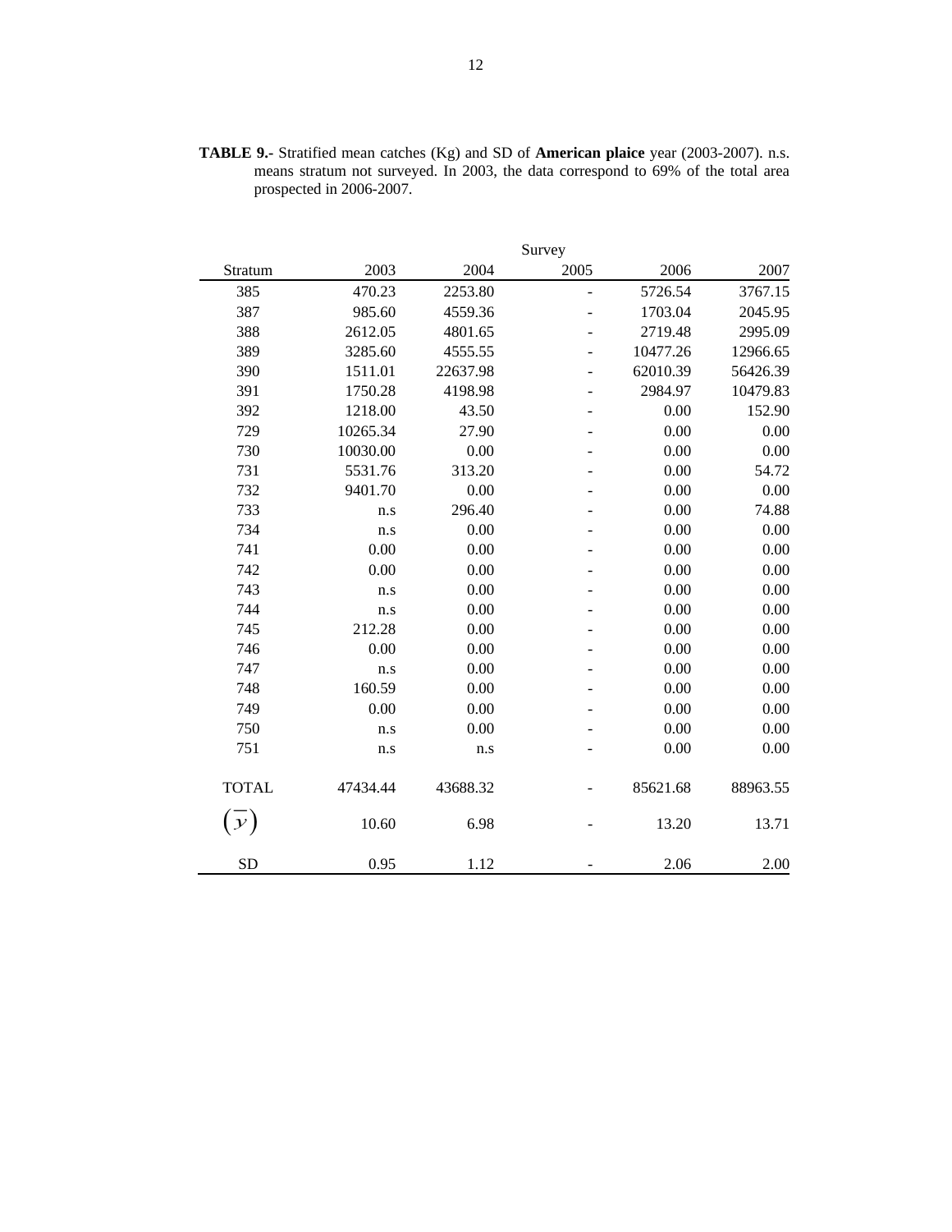**TABLE 9.-** Stratified mean catches (Kg) and SD of **American plaice** year (2003-2007). n.s. means stratum not surveyed. In 2003, the data correspond to 69% of the total area prospected in 2006-2007.

| | Survey | | | | |
|---|---|---|---|---|---|
| Stratum | 2003 | 2004 | 2005 | 2006 | 2007 |
| 385 | 470.23 | 2253.80 | - | 5726.54 | 3767.15 |
| 387 | 985.60 | 4559.36 | - | 1703.04 | 2045.95 |
| 388 | 2612.05 | 4801.65 | - | 2719.48 | 2995.09 |
| 389 | 3285.60 | 4555.55 | - | 10477.26 | 12966.65 |
| 390 | 1511.01 | 22637.98 | - | 62010.39 | 56426.39 |
| 391 | 1750.28 | 4198.98 | - | 2984.97 | 10479.83 |
| 392 | 1218.00 | 43.50 | - | 0.00 | 152.90 |
| 729 | 10265.34 | 27.90 | - | 0.00 | 0.00 |
| 730 | 10030.00 | 0.00 | - | 0.00 | 0.00 |
| 731 | 5531.76 | 313.20 | - | 0.00 | 54.72 |
| 732 | 9401.70 | 0.00 | - | 0.00 | 0.00 |
| 733 | n.s | 296.40 | - | 0.00 | 74.88 |
| 734 | n.s | 0.00 | - | 0.00 | 0.00 |
| 741 | 0.00 | 0.00 | - | 0.00 | 0.00 |
| 742 | 0.00 | 0.00 | - | 0.00 | 0.00 |
| 743 | n.s | 0.00 | - | 0.00 | 0.00 |
| 744 | n.s | 0.00 | - | 0.00 | 0.00 |
| 745 | 212.28 | 0.00 | - | 0.00 | 0.00 |
| 746 | 0.00 | 0.00 | - | 0.00 | 0.00 |
| 747 | n.s | 0.00 | - | 0.00 | 0.00 |
| 748 | 160.59 | 0.00 | - | 0.00 | 0.00 |
| 749 | 0.00 | 0.00 | - | 0.00 | 0.00 |
| 750 | n.s | 0.00 | - | 0.00 | 0.00 |
| 751 | n.s | n.s | - | 0.00 | 0.00 |
| TOTAL | 47434.44 | 43688.32 | - | 85621.68 | 88963.55 |
| $(\bar{y})$ | 10.60 | 6.98 | - | 13.20 | 13.71 |
| SD | 0.95 | 1.12 | - | 2.06 | 2.00 |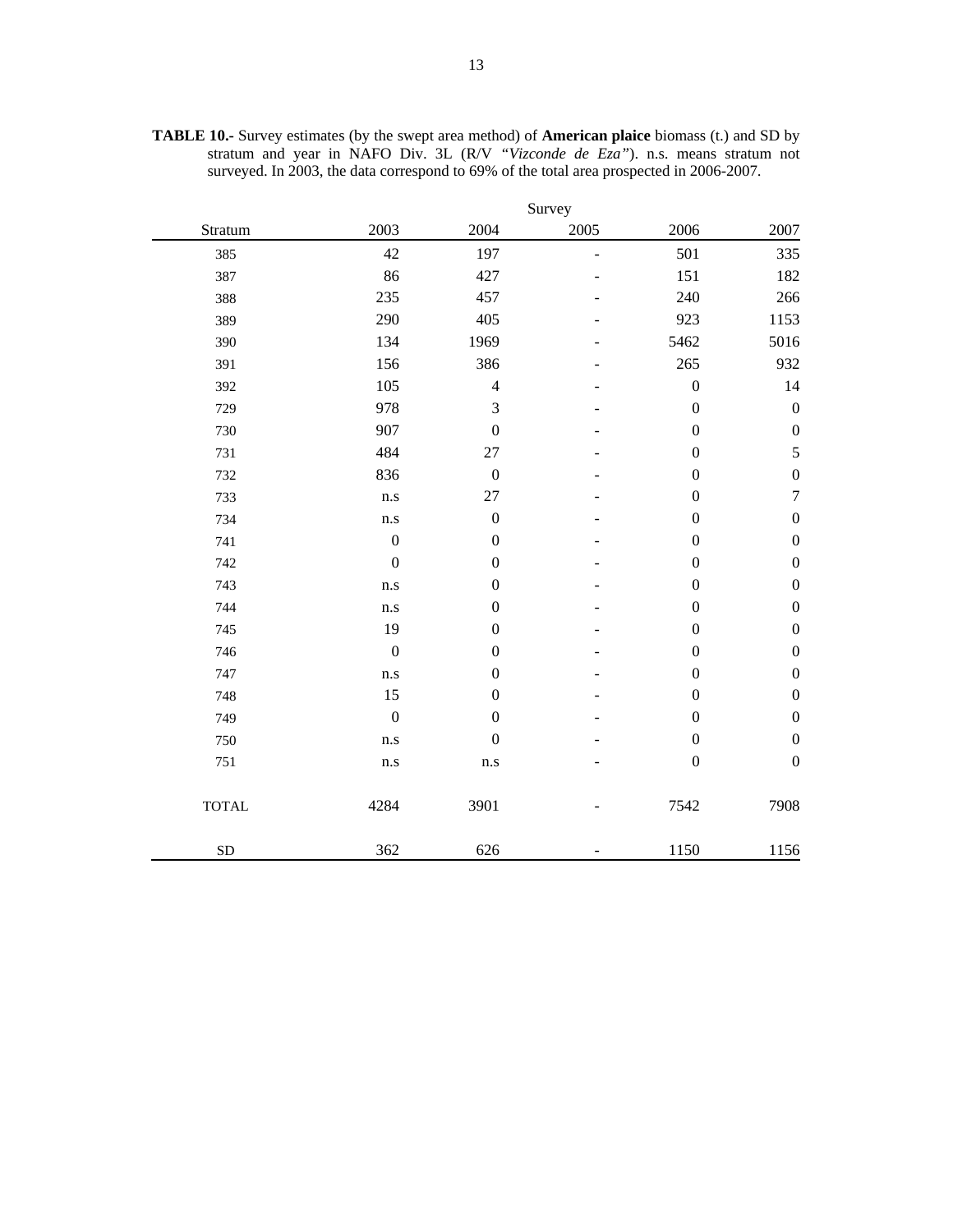**TABLE 10.-** Survey estimates (by the swept area method) of **American plaice** biomass (t.) and SD by stratum and year in NAFO Div. 3L (R/V *"Vizconde de Eza"*). n.s. means stratum not surveyed. In 2003, the data correspond to 69% of the total area prospected in 2006-2007.

| | Survey | | | | |
|---|---|---|---|---|---|
| Stratum | 2003 | 2004 | 2005 | 2006 | 2007 |
| 385 | 42 | 197 | - | 501 | 335 |
| 387 | 86 | 427 | - | 151 | 182 |
| 388 | 235 | 457 | - | 240 | 266 |
| 389 | 290 | 405 | - | 923 | 1153 |
| 390 | 134 | 1969 | - | 5462 | 5016 |
| 391 | 156 | 386 | - | 265 | 932 |
| 392 | 105 | 4 | - | 0 | 14 |
| 729 | 978 | 3 | - | 0 | 0 |
| 730 | 907 | 0 | - | 0 | 0 |
| 731 | 484 | 27 | - | 0 | 5 |
| 732 | 836 | 0 | - | 0 | 0 |
| 733 | n.s | 27 | - | 0 | 7 |
| 734 | n.s | 0 | - | 0 | 0 |
| 741 | 0 | 0 | - | 0 | 0 |
| 742 | 0 | 0 | - | 0 | 0 |
| 743 | n.s | 0 | - | 0 | 0 |
| 744 | n.s | 0 | - | 0 | 0 |
| 745 | 19 | 0 | - | 0 | 0 |
| 746 | 0 | 0 | - | 0 | 0 |
| 747 | n.s | 0 | - | 0 | 0 |
| 748 | 15 | 0 | - | 0 | 0 |
| 749 | 0 | 0 | - | 0 | 0 |
| 750 | n.s | 0 | - | 0 | 0 |
| 751 | n.s | n.s | - | 0 | 0 |
| TOTAL | 4284 | 3901 | - | 7542 | 7908 |
| SD | 362 | 626 | - | 1150 | 1156 |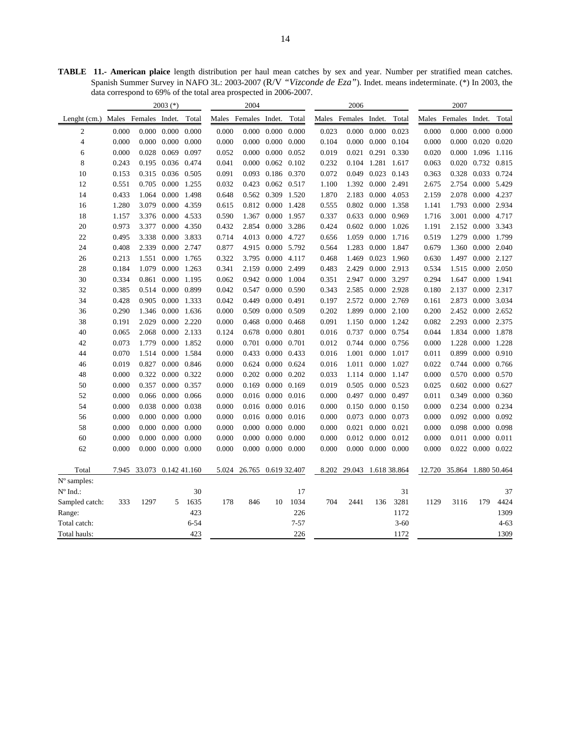**TABLE 11.- American plaice** length distribution per haul mean catches by sex and year. Number per stratified mean catches. Spanish Summer Survey in NAFO 3L: 2003-2007 (R/V *"Vizconde de Eza"*). Indet. means indeterminate. (*) In 2003, the data correspond to 69% of the total area prospected in 2006-2007.

| | 2003 (*) | | | | 2004 | | | | 2006 | | | | 2007 | | | |
|---|---|---|---|---|---|---|---|---|---|---|---|---|---|---|---|---|
| Lenght (cm.) | Males | Females | Indet. | Total | Males | Females | Indet. | Total | Males | Females | Indet. | Total | Males | Females | Indet. | Total |
| 2 | 0.000 | 0.000 | 0.000 | 0.000 | 0.000 | 0.000 | 0.000 | 0.000 | 0.023 | 0.000 | 0.000 | 0.023 | 0.000 | 0.000 | 0.000 | 0.000 |
| 4 | 0.000 | 0.000 | 0.000 | 0.000 | 0.000 | 0.000 | 0.000 | 0.000 | 0.104 | 0.000 | 0.000 | 0.104 | 0.000 | 0.000 | 0.020 | 0.020 |
| 6 | 0.000 | 0.028 | 0.069 | 0.097 | 0.052 | 0.000 | 0.000 | 0.052 | 0.019 | 0.021 | 0.291 | 0.330 | 0.020 | 0.000 | 1.096 | 1.116 |
| 8 | 0.243 | 0.195 | 0.036 | 0.474 | 0.041 | 0.000 | 0.062 | 0.102 | 0.232 | 0.104 | 1.281 | 1.617 | 0.063 | 0.020 | 0.732 | 0.815 |
| 10 | 0.153 | 0.315 | 0.036 | 0.505 | 0.091 | 0.093 | 0.186 | 0.370 | 0.072 | 0.049 | 0.023 | 0.143 | 0.363 | 0.328 | 0.033 | 0.724 |
| 12 | 0.551 | 0.705 | 0.000 | 1.255 | 0.032 | 0.423 | 0.062 | 0.517 | 1.100 | 1.392 | 0.000 | 2.491 | 2.675 | 2.754 | 0.000 | 5.429 |
| 14 | 0.433 | 1.064 | 0.000 | 1.498 | 0.648 | 0.562 | 0.309 | 1.520 | 1.870 | 2.183 | 0.000 | 4.053 | 2.159 | 2.078 | 0.000 | 4.237 |
| 16 | 1.280 | 3.079 | 0.000 | 4.359 | 0.615 | 0.812 | 0.000 | 1.428 | 0.555 | 0.802 | 0.000 | 1.358 | 1.141 | 1.793 | 0.000 | 2.934 |
| 18 | 1.157 | 3.376 | 0.000 | 4.533 | 0.590 | 1.367 | 0.000 | 1.957 | 0.337 | 0.633 | 0.000 | 0.969 | 1.716 | 3.001 | 0.000 | 4.717 |
| 20 | 0.973 | 3.377 | 0.000 | 4.350 | 0.432 | 2.854 | 0.000 | 3.286 | 0.424 | 0.602 | 0.000 | 1.026 | 1.191 | 2.152 | 0.000 | 3.343 |
| 22 | 0.495 | 3.338 | 0.000 | 3.833 | 0.714 | 4.013 | 0.000 | 4.727 | 0.656 | 1.059 | 0.000 | 1.716 | 0.519 | 1.279 | 0.000 | 1.799 |
| 24 | 0.408 | 2.339 | 0.000 | 2.747 | 0.877 | 4.915 | 0.000 | 5.792 | 0.564 | 1.283 | 0.000 | 1.847 | 0.679 | 1.360 | 0.000 | 2.040 |
| 26 | 0.213 | 1.551 | 0.000 | 1.765 | 0.322 | 3.795 | 0.000 | 4.117 | 0.468 | 1.469 | 0.023 | 1.960 | 0.630 | 1.497 | 0.000 | 2.127 |
| 28 | 0.184 | 1.079 | 0.000 | 1.263 | 0.341 | 2.159 | 0.000 | 2.499 | 0.483 | 2.429 | 0.000 | 2.913 | 0.534 | 1.515 | 0.000 | 2.050 |
| 30 | 0.334 | 0.861 | 0.000 | 1.195 | 0.062 | 0.942 | 0.000 | 1.004 | 0.351 | 2.947 | 0.000 | 3.297 | 0.294 | 1.647 | 0.000 | 1.941 |
| 32 | 0.385 | 0.514 | 0.000 | 0.899 | 0.042 | 0.547 | 0.000 | 0.590 | 0.343 | 2.585 | 0.000 | 2.928 | 0.180 | 2.137 | 0.000 | 2.317 |
| 34 | 0.428 | 0.905 | 0.000 | 1.333 | 0.042 | 0.449 | 0.000 | 0.491 | 0.197 | 2.572 | 0.000 | 2.769 | 0.161 | 2.873 | 0.000 | 3.034 |
| 36 | 0.290 | 1.346 | 0.000 | 1.636 | 0.000 | 0.509 | 0.000 | 0.509 | 0.202 | 1.899 | 0.000 | 2.100 | 0.200 | 2.452 | 0.000 | 2.652 |
| 38 | 0.191 | 2.029 | 0.000 | 2.220 | 0.000 | 0.468 | 0.000 | 0.468 | 0.091 | 1.150 | 0.000 | 1.242 | 0.082 | 2.293 | 0.000 | 2.375 |
| 40 | 0.065 | 2.068 | 0.000 | 2.133 | 0.124 | 0.678 | 0.000 | 0.801 | 0.016 | 0.737 | 0.000 | 0.754 | 0.044 | 1.834 | 0.000 | 1.878 |
| 42 | 0.073 | 1.779 | 0.000 | 1.852 | 0.000 | 0.701 | 0.000 | 0.701 | 0.012 | 0.744 | 0.000 | 0.756 | 0.000 | 1.228 | 0.000 | 1.228 |
| 44 | 0.070 | 1.514 | 0.000 | 1.584 | 0.000 | 0.433 | 0.000 | 0.433 | 0.016 | 1.001 | 0.000 | 1.017 | 0.011 | 0.899 | 0.000 | 0.910 |
| 46 | 0.019 | 0.827 | 0.000 | 0.846 | 0.000 | 0.624 | 0.000 | 0.624 | 0.016 | 1.011 | 0.000 | 1.027 | 0.022 | 0.744 | 0.000 | 0.766 |
| 48 | 0.000 | 0.322 | 0.000 | 0.322 | 0.000 | 0.202 | 0.000 | 0.202 | 0.033 | 1.114 | 0.000 | 1.147 | 0.000 | 0.570 | 0.000 | 0.570 |
| 50 | 0.000 | 0.357 | 0.000 | 0.357 | 0.000 | 0.169 | 0.000 | 0.169 | 0.019 | 0.505 | 0.000 | 0.523 | 0.025 | 0.602 | 0.000 | 0.627 |
| 52 | 0.000 | 0.066 | 0.000 | 0.066 | 0.000 | 0.016 | 0.000 | 0.016 | 0.000 | 0.497 | 0.000 | 0.497 | 0.011 | 0.349 | 0.000 | 0.360 |
| 54 | 0.000 | 0.038 | 0.000 | 0.038 | 0.000 | 0.016 | 0.000 | 0.016 | 0.000 | 0.150 | 0.000 | 0.150 | 0.000 | 0.234 | 0.000 | 0.234 |
| 56 | 0.000 | 0.000 | 0.000 | 0.000 | 0.000 | 0.016 | 0.000 | 0.016 | 0.000 | 0.073 | 0.000 | 0.073 | 0.000 | 0.092 | 0.000 | 0.092 |
| 58 | 0.000 | 0.000 | 0.000 | 0.000 | 0.000 | 0.000 | 0.000 | 0.000 | 0.000 | 0.021 | 0.000 | 0.021 | 0.000 | 0.098 | 0.000 | 0.098 |
| 60 | 0.000 | 0.000 | 0.000 | 0.000 | 0.000 | 0.000 | 0.000 | 0.000 | 0.000 | 0.012 | 0.000 | 0.012 | 0.000 | 0.011 | 0.000 | 0.011 |
| 62 | 0.000 | 0.000 | 0.000 | 0.000 | 0.000 | 0.000 | 0.000 | 0.000 | 0.000 | 0.000 | 0.000 | 0.000 | 0.000 | 0.022 | 0.000 | 0.022 |
| Total | 7.945 | 33.073 | 0.142 | 41.160 | 5.024 | 26.765 | 0.619 | 32.407 | 8.202 | 29.043 | 1.618 | 38.864 | 12.720 | 35.864 | 1.880 | 50.464 |
| Nº samples: | | | | | | | | | | | | | | | | |
| Nº Ind.: | | | | 30 | | | | 17 | | | | 31 | | | | 37 |
| Sampled catch: | 333 | 1297 | 5 | 1635 | 178 | 846 | 10 | 1034 | 704 | 2441 | 136 | 3281 | 1129 | 3116 | 179 | 4424 |
| Range: | | | | 423 | | | | 226 | | | | 1172 | | | | 1309 |
| Total catch: | | | | 6-54 | | | | 7-57 | | | | 3-60 | | | | 4-63 |
| Total hauls: | | | | 423 | | | | 226 | | | | 1172 | | | | 1309 |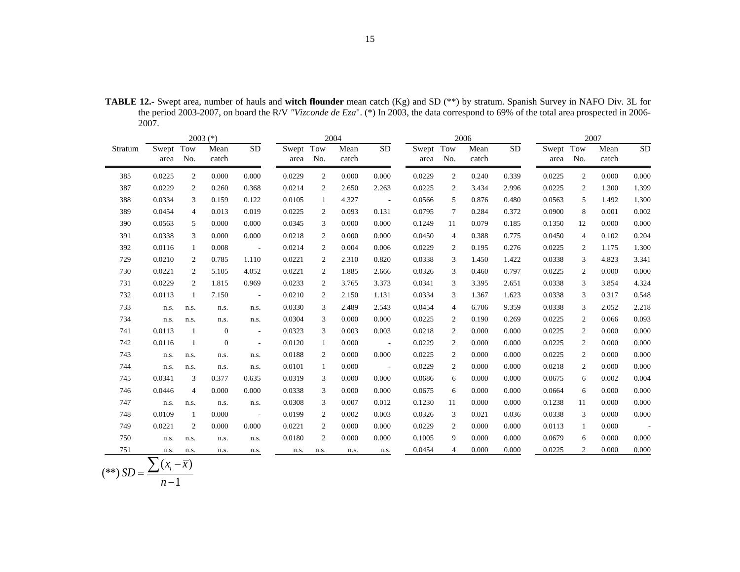**TABLE 12.-** Swept area, number of hauls and **witch flounder** mean catch (Kg) and SD (**) by stratum. Spanish Survey in NAFO Div. 3L for the period 2003-2007, on board the R/V *"Vizconde de Eza"*. (*) In 2003, the data correspond to 69% of the total area prospected in 2006-2007.

| | 2003 (*) | | | | 2004 | | | | 2006 | | | | 2007 | | | |
|---|---|---|---|---|---|---|---|---|---|---|---|---|---|---|---|---|
| Stratum | Swept area | Tow No. | Mean catch | SD | Swept area | Tow No. | Mean catch | SD | Swept area | Tow No. | Mean catch | SD | Swept area | Tow No. | Mean catch | SD |
| 385 | 0.0225 | 2 | 0.000 | 0.000 | 0.0229 | 2 | 0.000 | 0.000 | 0.0229 | 2 | 0.240 | 0.339 | 0.0225 | 2 | 0.000 | 0.000 |
| 387 | 0.0229 | 2 | 0.260 | 0.368 | 0.0214 | 2 | 2.650 | 2.263 | 0.0225 | 2 | 3.434 | 2.996 | 0.0225 | 2 | 1.300 | 1.399 |
| 388 | 0.0334 | 3 | 0.159 | 0.122 | 0.0105 | 1 | 4.327 | - | 0.0566 | 5 | 0.876 | 0.480 | 0.0563 | 5 | 1.492 | 1.300 |
| 389 | 0.0454 | 4 | 0.013 | 0.019 | 0.0225 | 2 | 0.093 | 0.131 | 0.0795 | 7 | 0.284 | 0.372 | 0.0900 | 8 | 0.001 | 0.002 |
| 390 | 0.0563 | 5 | 0.000 | 0.000 | 0.0345 | 3 | 0.000 | 0.000 | 0.1249 | 11 | 0.079 | 0.185 | 0.1350 | 12 | 0.000 | 0.000 |
| 391 | 0.0338 | 3 | 0.000 | 0.000 | 0.0218 | 2 | 0.000 | 0.000 | 0.0450 | 4 | 0.388 | 0.775 | 0.0450 | 4 | 0.102 | 0.204 |
| 392 | 0.0116 | 1 | 0.008 | - | 0.0214 | 2 | 0.004 | 0.006 | 0.0229 | 2 | 0.195 | 0.276 | 0.0225 | 2 | 1.175 | 1.300 |
| 729 | 0.0210 | 2 | 0.785 | 1.110 | 0.0221 | 2 | 2.310 | 0.820 | 0.0338 | 3 | 1.450 | 1.422 | 0.0338 | 3 | 4.823 | 3.341 |
| 730 | 0.0221 | 2 | 5.105 | 4.052 | 0.0221 | 2 | 1.885 | 2.666 | 0.0326 | 3 | 0.460 | 0.797 | 0.0225 | 2 | 0.000 | 0.000 |
| 731 | 0.0229 | 2 | 1.815 | 0.969 | 0.0233 | 2 | 3.765 | 3.373 | 0.0341 | 3 | 3.395 | 2.651 | 0.0338 | 3 | 3.854 | 4.324 |
| 732 | 0.0113 | 1 | 7.150 | - | 0.0210 | 2 | 2.150 | 1.131 | 0.0334 | 3 | 1.367 | 1.623 | 0.0338 | 3 | 0.317 | 0.548 |
| 733 | n.s. | n.s. | n.s. | n.s. | 0.0330 | 3 | 2.489 | 2.543 | 0.0454 | 4 | 6.706 | 9.359 | 0.0338 | 3 | 2.052 | 2.218 |
| 734 | n.s. | n.s. | n.s. | n.s. | 0.0304 | 3 | 0.000 | 0.000 | 0.0225 | 2 | 0.190 | 0.269 | 0.0225 | 2 | 0.066 | 0.093 |
| 741 | 0.0113 | 1 | 0 | - | 0.0323 | 3 | 0.003 | 0.003 | 0.0218 | 2 | 0.000 | 0.000 | 0.0225 | 2 | 0.000 | 0.000 |
| 742 | 0.0116 | 1 | 0 | - | 0.0120 | 1 | 0.000 | - | 0.0229 | 2 | 0.000 | 0.000 | 0.0225 | 2 | 0.000 | 0.000 |
| 743 | n.s. | n.s. | n.s. | n.s. | 0.0188 | 2 | 0.000 | 0.000 | 0.0225 | 2 | 0.000 | 0.000 | 0.0225 | 2 | 0.000 | 0.000 |
| 744 | n.s. | n.s. | n.s. | n.s. | 0.0101 | 1 | 0.000 | - | 0.0229 | 2 | 0.000 | 0.000 | 0.0218 | 2 | 0.000 | 0.000 |
| 745 | 0.0341 | 3 | 0.377 | 0.635 | 0.0319 | 3 | 0.000 | 0.000 | 0.0686 | 6 | 0.000 | 0.000 | 0.0675 | 6 | 0.002 | 0.004 |
| 746 | 0.0446 | 4 | 0.000 | 0.000 | 0.0338 | 3 | 0.000 | 0.000 | 0.0675 | 6 | 0.000 | 0.000 | 0.0664 | 6 | 0.000 | 0.000 |
| 747 | n.s. | n.s. | n.s. | n.s. | 0.0308 | 3 | 0.007 | 0.012 | 0.1230 | 11 | 0.000 | 0.000 | 0.1238 | 11 | 0.000 | 0.000 |
| 748 | 0.0109 | 1 | 0.000 | - | 0.0199 | 2 | 0.002 | 0.003 | 0.0326 | 3 | 0.021 | 0.036 | 0.0338 | 3 | 0.000 | 0.000 |
| 749 | 0.0221 | 2 | 0.000 | 0.000 | 0.0221 | 2 | 0.000 | 0.000 | 0.0229 | 2 | 0.000 | 0.000 | 0.0113 | 1 | 0.000 | - |
| 750 | n.s. | n.s. | n.s. | n.s. | 0.0180 | 2 | 0.000 | 0.000 | 0.1005 | 9 | 0.000 | 0.000 | 0.0679 | 6 | 0.000 | 0.000 |
| 751 | n.s. | n.s. | n.s. | n.s. | n.s. | n.s. | n.s. | n.s. | 0.0454 | 4 | 0.000 | 0.000 | 0.0225 | 2 | 0.000 | 0.000 |

$$(**)\ SD = \frac{\sum (x_i - \overline{x})}{n-1}$$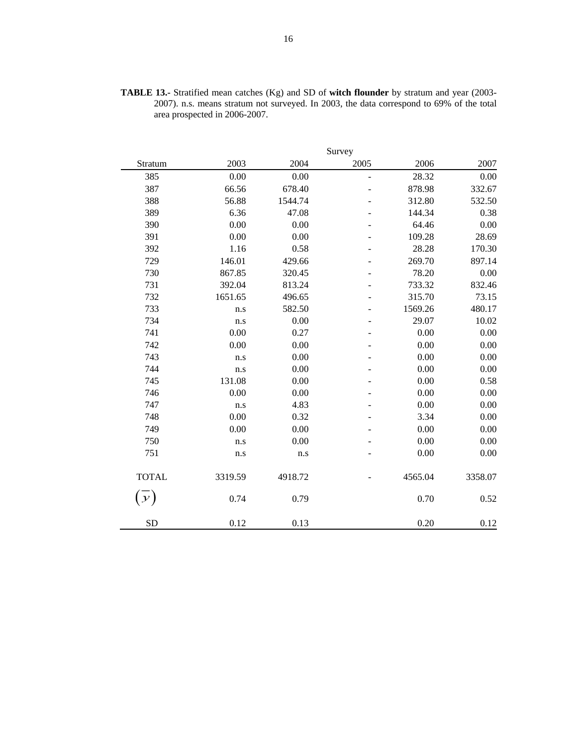**TABLE 13.-** Stratified mean catches (Kg) and SD of **witch flounder** by stratum and year (2003-2007). n.s. means stratum not surveyed. In 2003, the data correspond to 69% of the total area prospected in 2006-2007.

| | Survey | | | | |
|---|---|---|---|---|---|
| Stratum | 2003 | 2004 | 2005 | 2006 | 2007 |
| 385 | 0.00 | 0.00 | - | 28.32 | 0.00 |
| 387 | 66.56 | 678.40 | - | 878.98 | 332.67 |
| 388 | 56.88 | 1544.74 | - | 312.80 | 532.50 |
| 389 | 6.36 | 47.08 | - | 144.34 | 0.38 |
| 390 | 0.00 | 0.00 | - | 64.46 | 0.00 |
| 391 | 0.00 | 0.00 | - | 109.28 | 28.69 |
| 392 | 1.16 | 0.58 | - | 28.28 | 170.30 |
| 729 | 146.01 | 429.66 | - | 269.70 | 897.14 |
| 730 | 867.85 | 320.45 | - | 78.20 | 0.00 |
| 731 | 392.04 | 813.24 | - | 733.32 | 832.46 |
| 732 | 1651.65 | 496.65 | - | 315.70 | 73.15 |
| 733 | n.s | 582.50 | - | 1569.26 | 480.17 |
| 734 | n.s | 0.00 | - | 29.07 | 10.02 |
| 741 | 0.00 | 0.27 | - | 0.00 | 0.00 |
| 742 | 0.00 | 0.00 | - | 0.00 | 0.00 |
| 743 | n.s | 0.00 | - | 0.00 | 0.00 |
| 744 | n.s | 0.00 | - | 0.00 | 0.00 |
| 745 | 131.08 | 0.00 | - | 0.00 | 0.58 |
| 746 | 0.00 | 0.00 | - | 0.00 | 0.00 |
| 747 | n.s | 4.83 | - | 0.00 | 0.00 |
| 748 | 0.00 | 0.32 | - | 3.34 | 0.00 |
| 749 | 0.00 | 0.00 | - | 0.00 | 0.00 |
| 750 | n.s | 0.00 | - | 0.00 | 0.00 |
| 751 | n.s | n.s | - | 0.00 | 0.00 |
| TOTAL | 3319.59 | 4918.72 | - | 4565.04 | 3358.07 |
| $(\overline{y})$ | 0.74 | 0.79 | | 0.70 | 0.52 |
| SD | 0.12 | 0.13 | | 0.20 | 0.12 |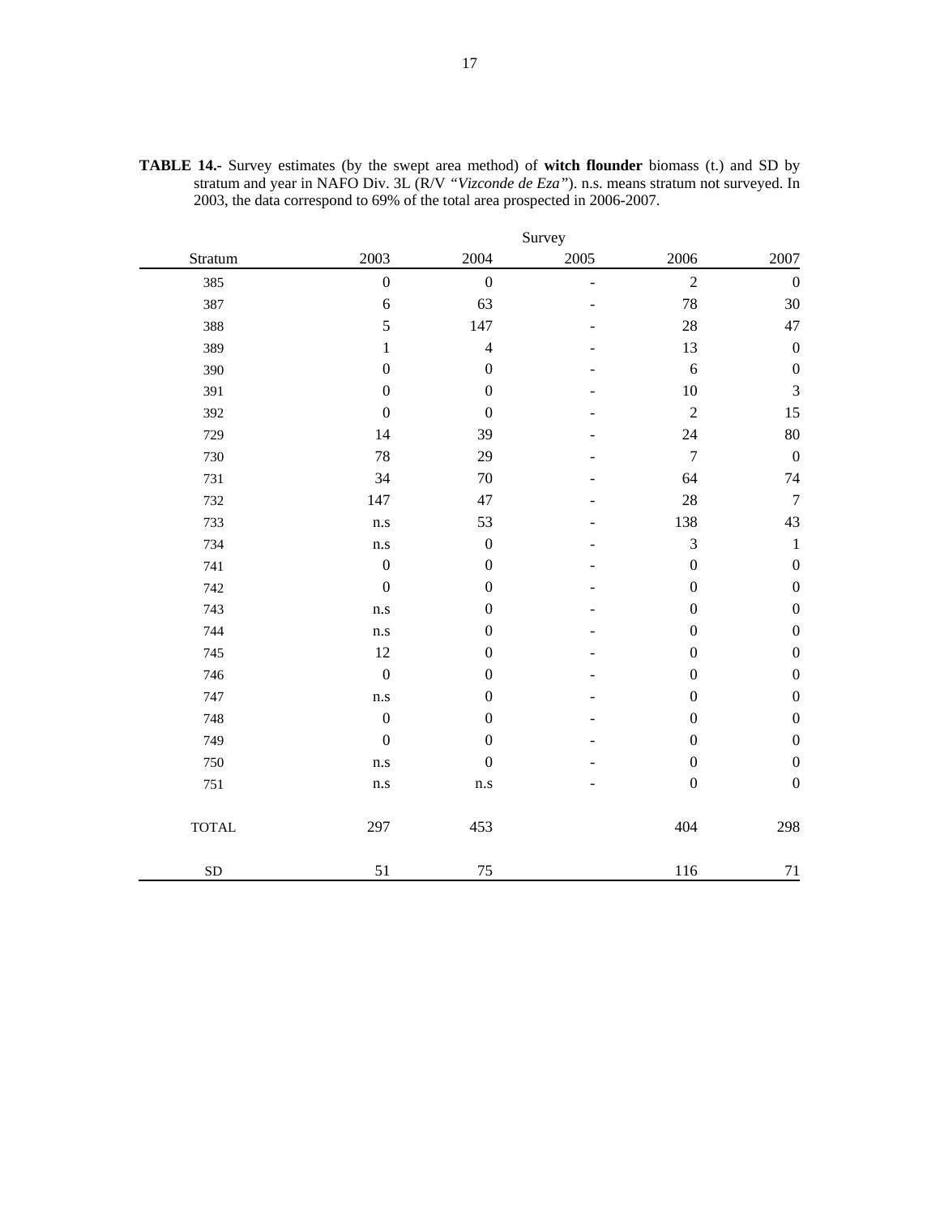**TABLE 14.-** Survey estimates (by the swept area method) of **witch flounder** biomass (t.) and SD by stratum and year in NAFO Div. 3L (R/V *"Vizconde de Eza"*). n.s. means stratum not surveyed. In 2003, the data correspond to 69% of the total area prospected in 2006-2007.

| | Survey | | | | |
|---|---|---|---|---|---|
| Stratum | 2003 | 2004 | 2005 | 2006 | 2007 |
| 385 | 0 | 0 | - | 2 | 0 |
| 387 | 6 | 63 | - | 78 | 30 |
| 388 | 5 | 147 | - | 28 | 47 |
| 389 | 1 | 4 | - | 13 | 0 |
| 390 | 0 | 0 | - | 6 | 0 |
| 391 | 0 | 0 | - | 10 | 3 |
| 392 | 0 | 0 | - | 2 | 15 |
| 729 | 14 | 39 | - | 24 | 80 |
| 730 | 78 | 29 | - | 7 | 0 |
| 731 | 34 | 70 | - | 64 | 74 |
| 732 | 147 | 47 | - | 28 | 7 |
| 733 | n.s | 53 | - | 138 | 43 |
| 734 | n.s | 0 | - | 3 | 1 |
| 741 | 0 | 0 | - | 0 | 0 |
| 742 | 0 | 0 | - | 0 | 0 |
| 743 | n.s | 0 | - | 0 | 0 |
| 744 | n.s | 0 | - | 0 | 0 |
| 745 | 12 | 0 | - | 0 | 0 |
| 746 | 0 | 0 | - | 0 | 0 |
| 747 | n.s | 0 | - | 0 | 0 |
| 748 | 0 | 0 | - | 0 | 0 |
| 749 | 0 | 0 | - | 0 | 0 |
| 750 | n.s | 0 | - | 0 | 0 |
| 751 | n.s | n.s | - | 0 | 0 |
| TOTAL | 297 | 453 | | 404 | 298 |
| SD | 51 | 75 | | 116 | 71 |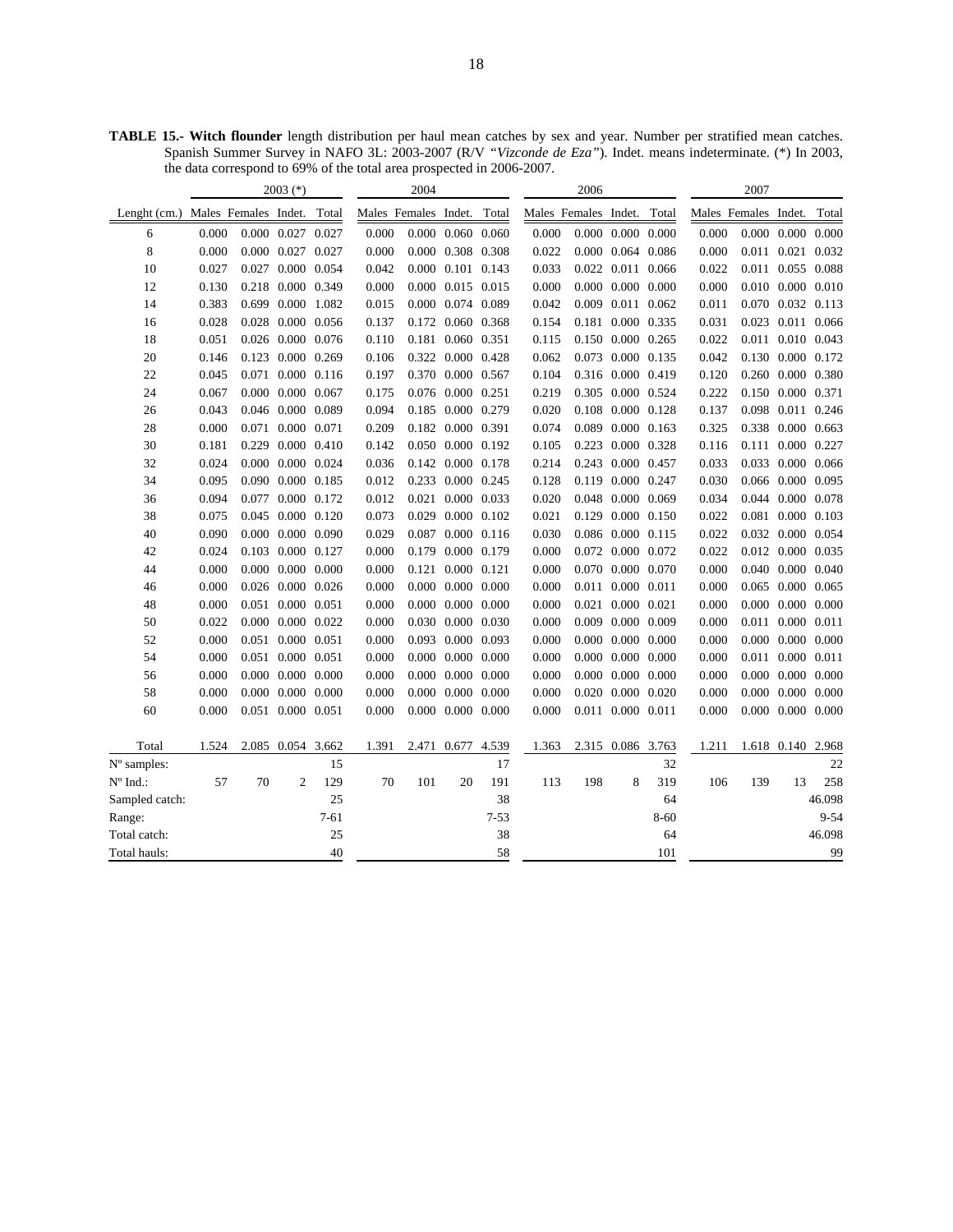**TABLE 15.- Witch flounder** length distribution per haul mean catches by sex and year. Number per stratified mean catches. Spanish Summer Survey in NAFO 3L: 2003-2007 (R/V *"Vizconde de Eza"*). Indet. means indeterminate. (*) In 2003, the data correspond to 69% of the total area prospected in 2006-2007.

| | 2003 (*) | | | | 2004 | | | | 2006 | | | | 2007 | | | |
|---|---|---|---|---|---|---|---|---|---|---|---|---|---|---|---|---|
| Lenght (cm.) | Males | Females | Indet. | Total | Males | Females | Indet. | Total | Males | Females | Indet. | Total | Males | Females | Indet. | Total |
| 6 | 0.000 | 0.000 | 0.027 | 0.027 | 0.000 | 0.000 | 0.060 | 0.060 | 0.000 | 0.000 | 0.000 | 0.000 | 0.000 | 0.000 | 0.000 | 0.000 |
| 8 | 0.000 | 0.000 | 0.027 | 0.027 | 0.000 | 0.000 | 0.308 | 0.308 | 0.022 | 0.000 | 0.064 | 0.086 | 0.000 | 0.011 | 0.021 | 0.032 |
| 10 | 0.027 | 0.027 | 0.000 | 0.054 | 0.042 | 0.000 | 0.101 | 0.143 | 0.033 | 0.022 | 0.011 | 0.066 | 0.022 | 0.011 | 0.055 | 0.088 |
| 12 | 0.130 | 0.218 | 0.000 | 0.349 | 0.000 | 0.000 | 0.015 | 0.015 | 0.000 | 0.000 | 0.000 | 0.000 | 0.000 | 0.010 | 0.000 | 0.010 |
| 14 | 0.383 | 0.699 | 0.000 | 1.082 | 0.015 | 0.000 | 0.074 | 0.089 | 0.042 | 0.009 | 0.011 | 0.062 | 0.011 | 0.070 | 0.032 | 0.113 |
| 16 | 0.028 | 0.028 | 0.000 | 0.056 | 0.137 | 0.172 | 0.060 | 0.368 | 0.154 | 0.181 | 0.000 | 0.335 | 0.031 | 0.023 | 0.011 | 0.066 |
| 18 | 0.051 | 0.026 | 0.000 | 0.076 | 0.110 | 0.181 | 0.060 | 0.351 | 0.115 | 0.150 | 0.000 | 0.265 | 0.022 | 0.011 | 0.010 | 0.043 |
| 20 | 0.146 | 0.123 | 0.000 | 0.269 | 0.106 | 0.322 | 0.000 | 0.428 | 0.062 | 0.073 | 0.000 | 0.135 | 0.042 | 0.130 | 0.000 | 0.172 |
| 22 | 0.045 | 0.071 | 0.000 | 0.116 | 0.197 | 0.370 | 0.000 | 0.567 | 0.104 | 0.316 | 0.000 | 0.419 | 0.120 | 0.260 | 0.000 | 0.380 |
| 24 | 0.067 | 0.000 | 0.000 | 0.067 | 0.175 | 0.076 | 0.000 | 0.251 | 0.219 | 0.305 | 0.000 | 0.524 | 0.222 | 0.150 | 0.000 | 0.371 |
| 26 | 0.043 | 0.046 | 0.000 | 0.089 | 0.094 | 0.185 | 0.000 | 0.279 | 0.020 | 0.108 | 0.000 | 0.128 | 0.137 | 0.098 | 0.011 | 0.246 |
| 28 | 0.000 | 0.071 | 0.000 | 0.071 | 0.209 | 0.182 | 0.000 | 0.391 | 0.074 | 0.089 | 0.000 | 0.163 | 0.325 | 0.338 | 0.000 | 0.663 |
| 30 | 0.181 | 0.229 | 0.000 | 0.410 | 0.142 | 0.050 | 0.000 | 0.192 | 0.105 | 0.223 | 0.000 | 0.328 | 0.116 | 0.111 | 0.000 | 0.227 |
| 32 | 0.024 | 0.000 | 0.000 | 0.024 | 0.036 | 0.142 | 0.000 | 0.178 | 0.214 | 0.243 | 0.000 | 0.457 | 0.033 | 0.033 | 0.000 | 0.066 |
| 34 | 0.095 | 0.090 | 0.000 | 0.185 | 0.012 | 0.233 | 0.000 | 0.245 | 0.128 | 0.119 | 0.000 | 0.247 | 0.030 | 0.066 | 0.000 | 0.095 |
| 36 | 0.094 | 0.077 | 0.000 | 0.172 | 0.012 | 0.021 | 0.000 | 0.033 | 0.020 | 0.048 | 0.000 | 0.069 | 0.034 | 0.044 | 0.000 | 0.078 |
| 38 | 0.075 | 0.045 | 0.000 | 0.120 | 0.073 | 0.029 | 0.000 | 0.102 | 0.021 | 0.129 | 0.000 | 0.150 | 0.022 | 0.081 | 0.000 | 0.103 |
| 40 | 0.090 | 0.000 | 0.000 | 0.090 | 0.029 | 0.087 | 0.000 | 0.116 | 0.030 | 0.086 | 0.000 | 0.115 | 0.022 | 0.032 | 0.000 | 0.054 |
| 42 | 0.024 | 0.103 | 0.000 | 0.127 | 0.000 | 0.179 | 0.000 | 0.179 | 0.000 | 0.072 | 0.000 | 0.072 | 0.022 | 0.012 | 0.000 | 0.035 |
| 44 | 0.000 | 0.000 | 0.000 | 0.000 | 0.000 | 0.121 | 0.000 | 0.121 | 0.000 | 0.070 | 0.000 | 0.070 | 0.000 | 0.040 | 0.000 | 0.040 |
| 46 | 0.000 | 0.026 | 0.000 | 0.026 | 0.000 | 0.000 | 0.000 | 0.000 | 0.000 | 0.011 | 0.000 | 0.011 | 0.000 | 0.065 | 0.000 | 0.065 |
| 48 | 0.000 | 0.051 | 0.000 | 0.051 | 0.000 | 0.000 | 0.000 | 0.000 | 0.000 | 0.021 | 0.000 | 0.021 | 0.000 | 0.000 | 0.000 | 0.000 |
| 50 | 0.022 | 0.000 | 0.000 | 0.022 | 0.000 | 0.030 | 0.000 | 0.030 | 0.000 | 0.009 | 0.000 | 0.009 | 0.000 | 0.011 | 0.000 | 0.011 |
| 52 | 0.000 | 0.051 | 0.000 | 0.051 | 0.000 | 0.093 | 0.000 | 0.093 | 0.000 | 0.000 | 0.000 | 0.000 | 0.000 | 0.000 | 0.000 | 0.000 |
| 54 | 0.000 | 0.051 | 0.000 | 0.051 | 0.000 | 0.000 | 0.000 | 0.000 | 0.000 | 0.000 | 0.000 | 0.000 | 0.000 | 0.011 | 0.000 | 0.011 |
| 56 | 0.000 | 0.000 | 0.000 | 0.000 | 0.000 | 0.000 | 0.000 | 0.000 | 0.000 | 0.000 | 0.000 | 0.000 | 0.000 | 0.000 | 0.000 | 0.000 |
| 58 | 0.000 | 0.000 | 0.000 | 0.000 | 0.000 | 0.000 | 0.000 | 0.000 | 0.000 | 0.020 | 0.000 | 0.020 | 0.000 | 0.000 | 0.000 | 0.000 |
| 60 | 0.000 | 0.051 | 0.000 | 0.051 | 0.000 | 0.000 | 0.000 | 0.000 | 0.000 | 0.011 | 0.000 | 0.011 | 0.000 | 0.000 | 0.000 | 0.000 |
| Total | 1.524 | 2.085 | 0.054 | 3.662 | 1.391 | 2.471 | 0.677 | 4.539 | 1.363 | 2.315 | 0.086 | 3.763 | 1.211 | 1.618 | 0.140 | 2.968 |
| Nº samples: | | | | 15 | | | | 17 | | | | 32 | | | | 22 |
| Nº Ind.: | 57 | 70 | 2 | 129 | 70 | 101 | 20 | 191 | 113 | 198 | 8 | 319 | 106 | 139 | 13 | 258 |
| Sampled catch: | | | | 25 | | | | 38 | | | | 64 | | | | 46.098 |
| Range: | | | | 7-61 | | | | 7-53 | | | | 8-60 | | | | 9-54 |
| Total catch: | | | | 25 | | | | 38 | | | | 64 | | | | 46.098 |
| Total hauls: | | | | 40 | | | | 58 | | | | 101 | | | | 99 |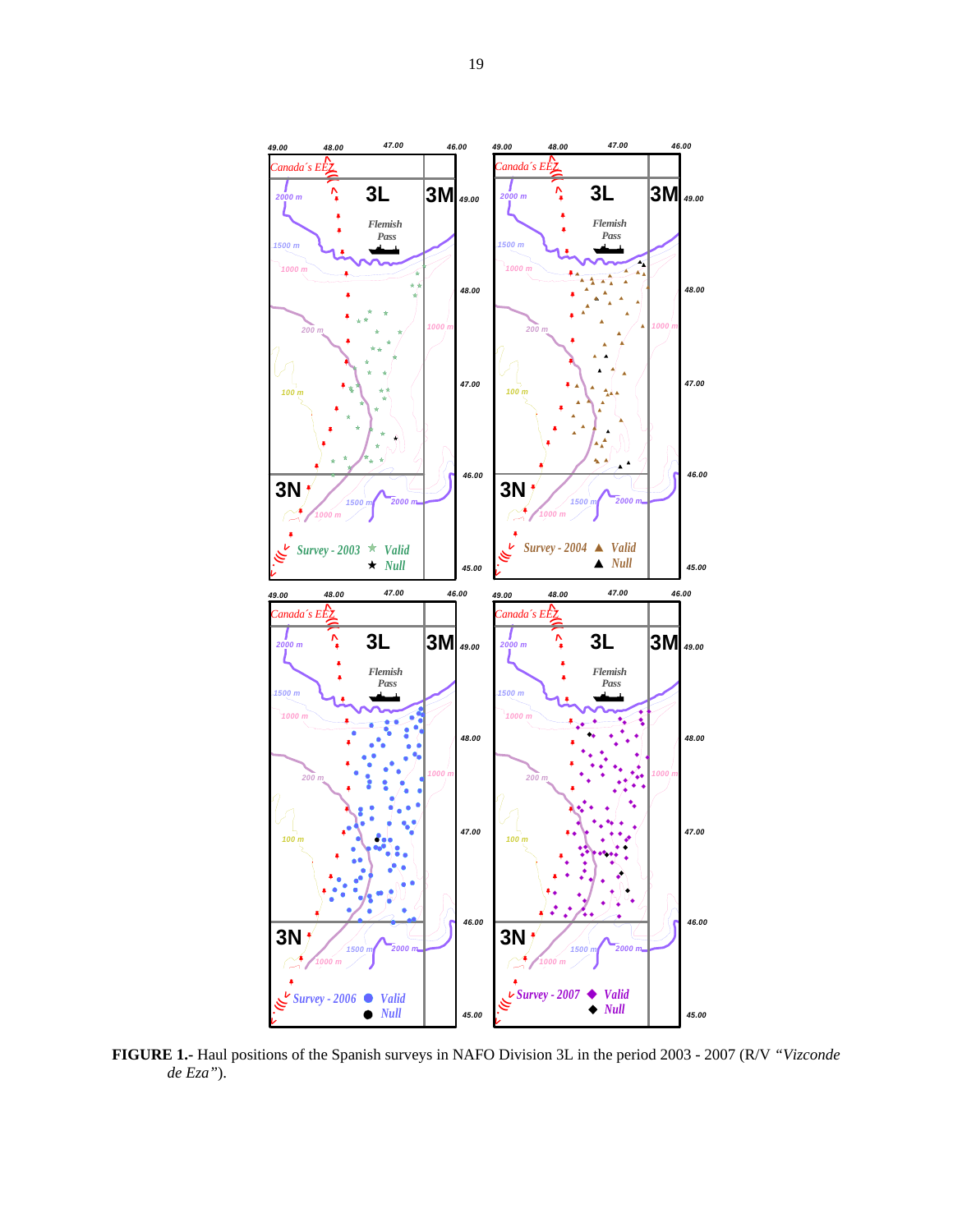**FIGURE 1.-** Haul positions of the Spanish surveys in NAFO Division 3L in the period 2003 - 2007 (R/V *"Vizconde de Eza"*).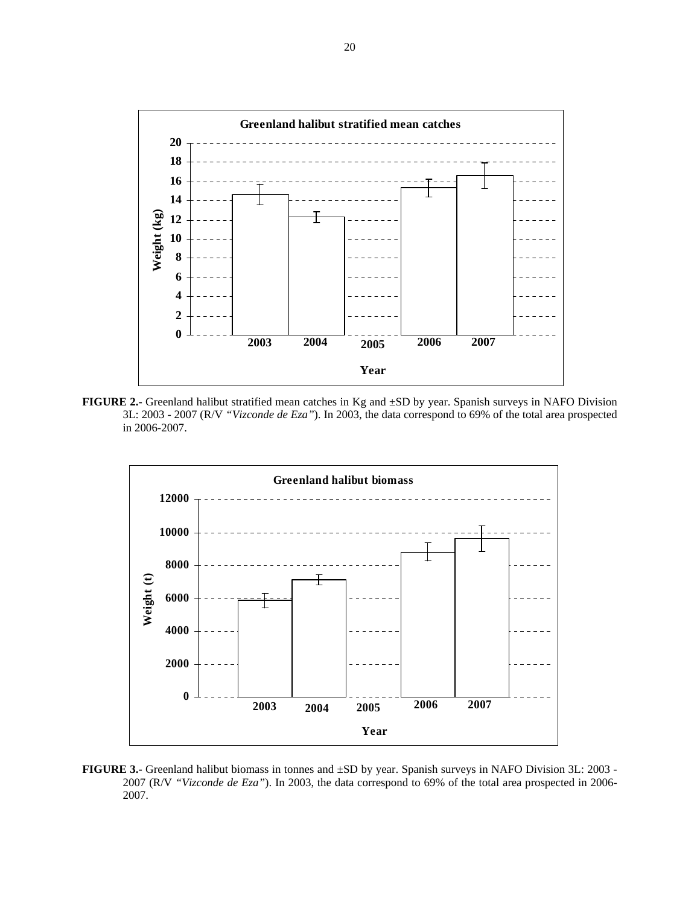**FIGURE 2.-** Greenland halibut stratified mean catches in Kg and ±SD by year. Spanish surveys in NAFO Division 3L: 2003 - 2007 (R/V *"Vizconde de Eza"*). In 2003, the data correspond to 69% of the total area prospected in 2006-2007.

**FIGURE 3.-** Greenland halibut biomass in tonnes and ±SD by year. Spanish surveys in NAFO Division 3L: 2003 - 2007 (R/V *"Vizconde de Eza"*). In 2003, the data correspond to 69% of the total area prospected in 2006-2007.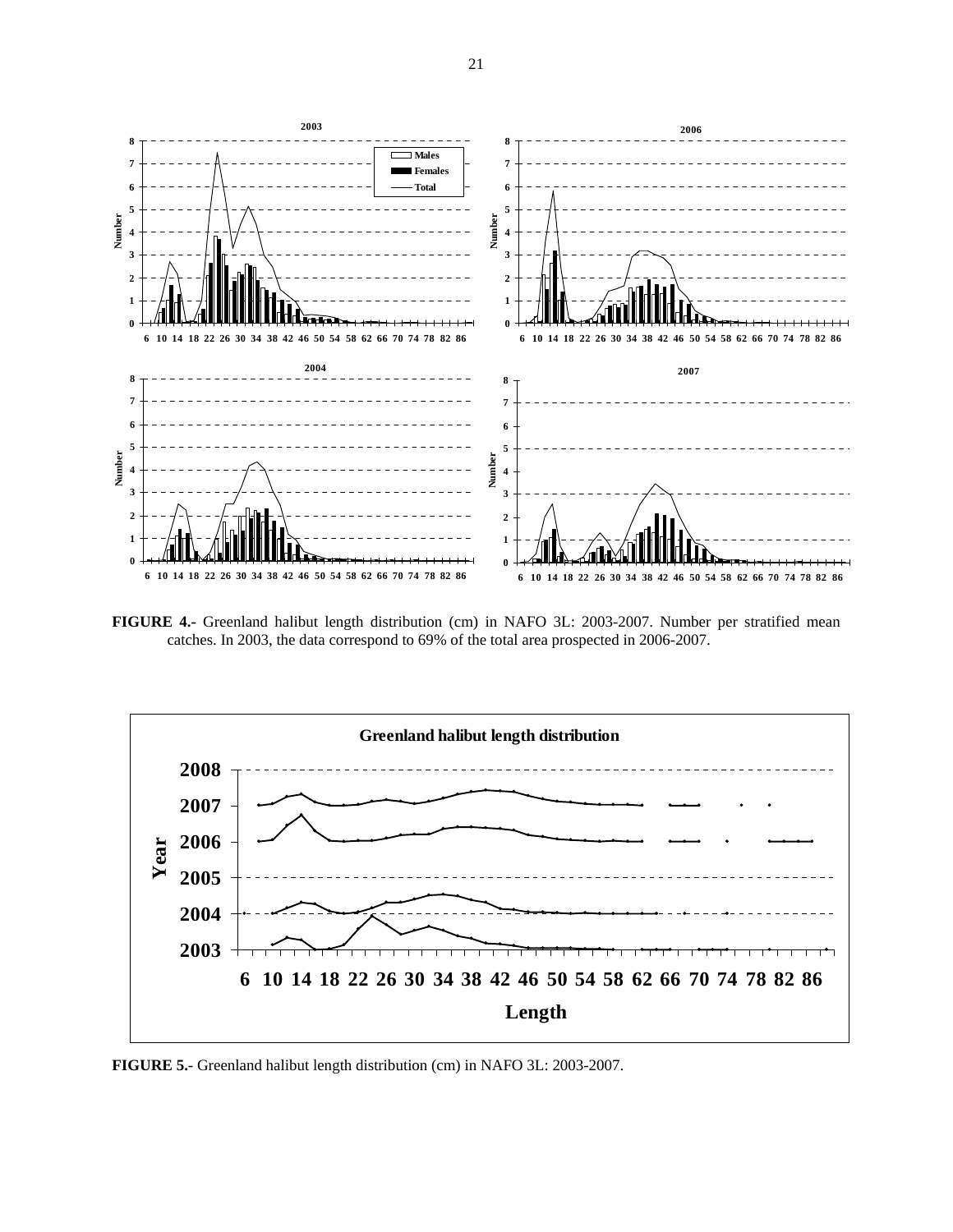**FIGURE 4.-** Greenland halibut length distribution (cm) in NAFO 3L: 2003-2007. Number per stratified mean catches. In 2003, the data correspond to 69% of the total area prospected in 2006-2007.

**FIGURE 5.-** Greenland halibut length distribution (cm) in NAFO 3L: 2003-2007.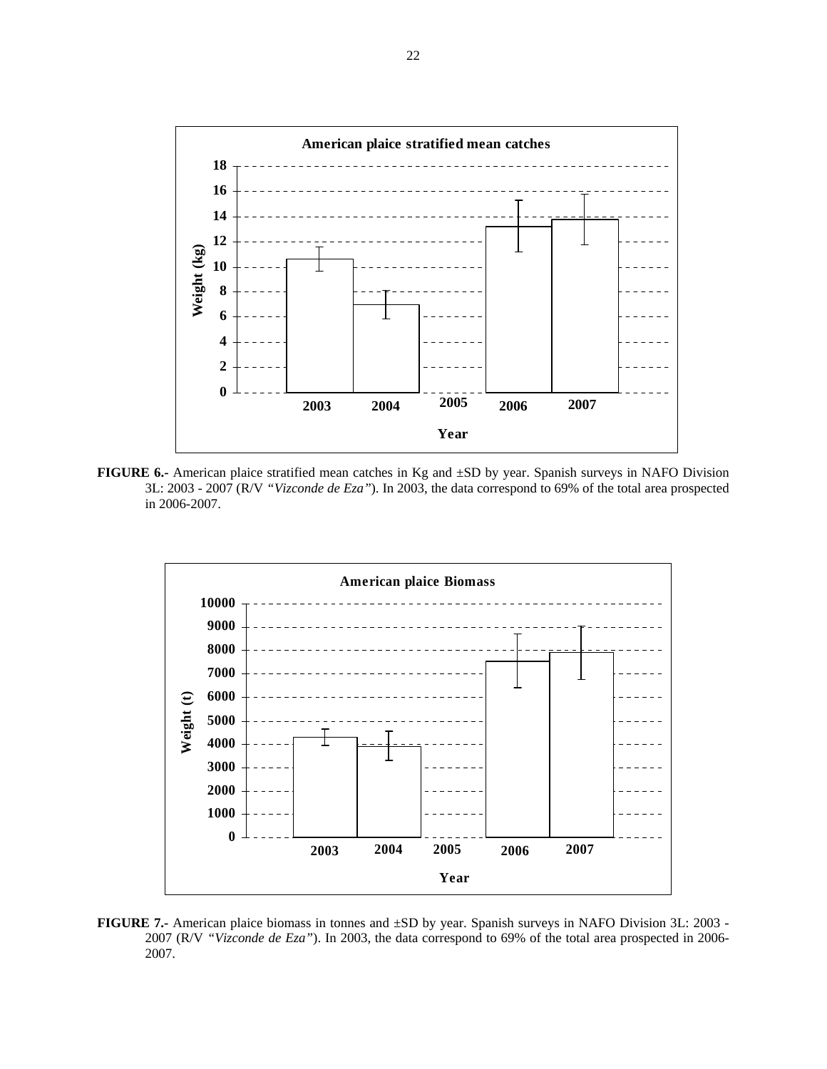**FIGURE 6.-** American plaice stratified mean catches in Kg and ±SD by year. Spanish surveys in NAFO Division 3L: 2003 - 2007 (R/V *"Vizconde de Eza"*). In 2003, the data correspond to 69% of the total area prospected in 2006-2007.

**FIGURE 7.-** American plaice biomass in tonnes and ±SD by year. Spanish surveys in NAFO Division 3L: 2003 - 2007 (R/V *"Vizconde de Eza"*). In 2003, the data correspond to 69% of the total area prospected in 2006-2007.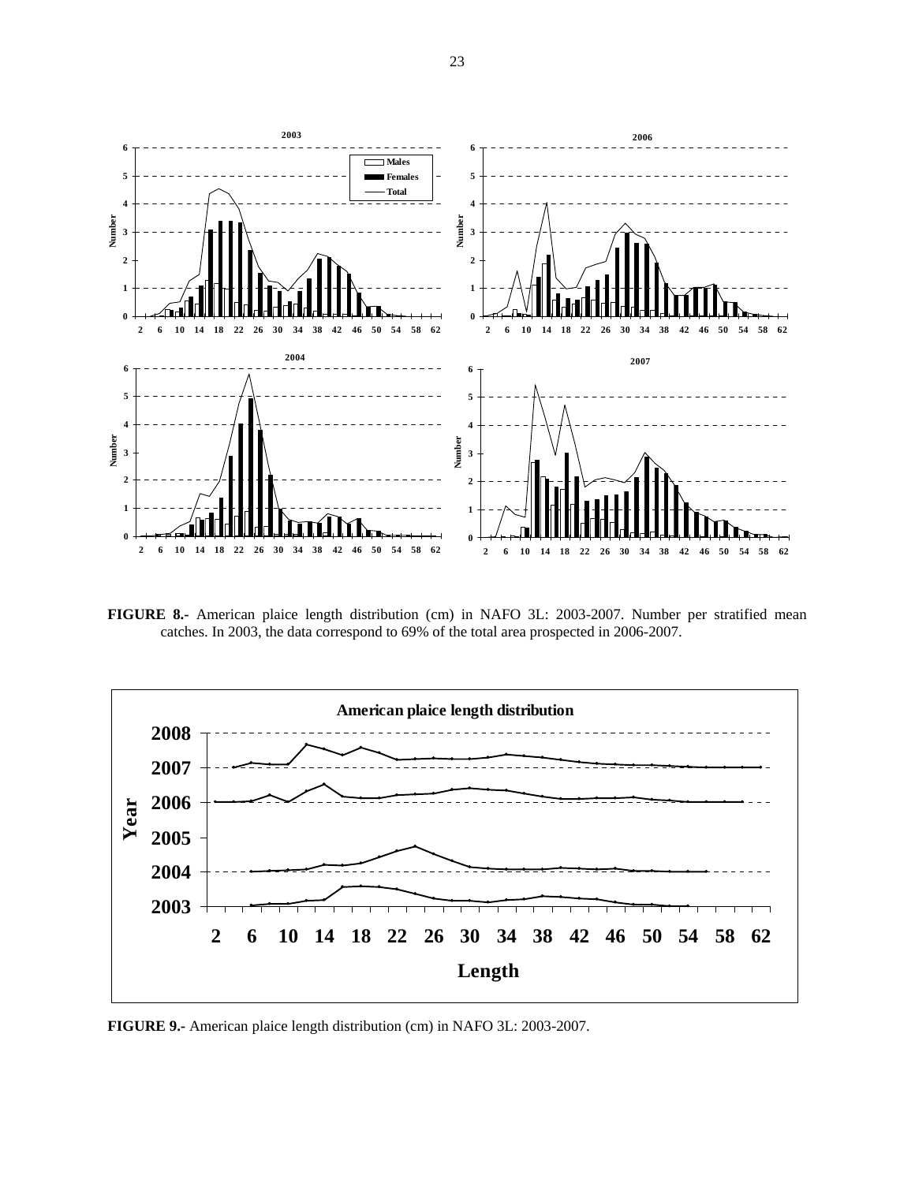**FIGURE 8.-** American plaice length distribution (cm) in NAFO 3L: 2003-2007. Number per stratified mean catches. In 2003, the data correspond to 69% of the total area prospected in 2006-2007.

**FIGURE 9.-** American plaice length distribution (cm) in NAFO 3L: 2003-2007.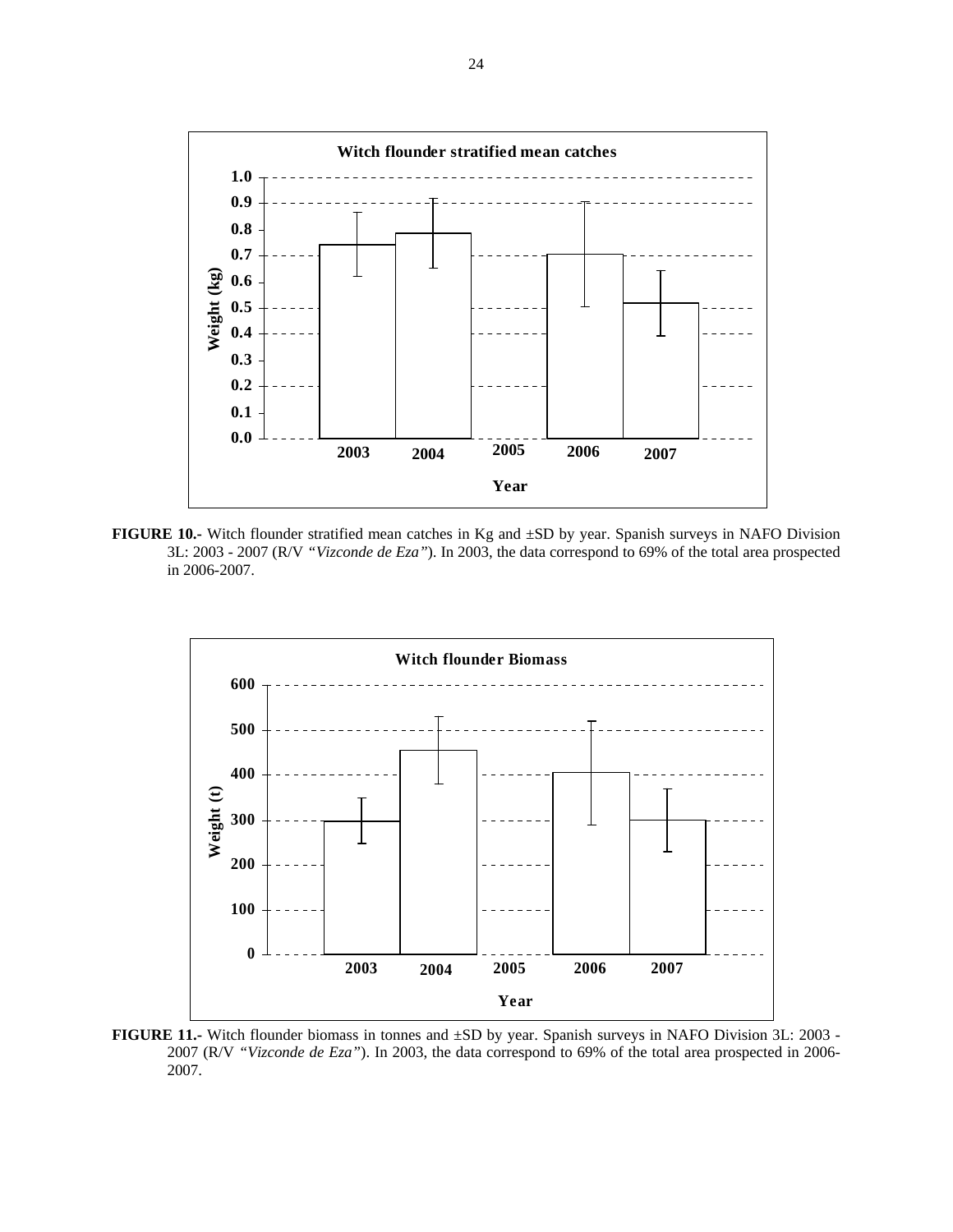FIGURE 10.- Witch flounder stratified mean catches in Kg and ±SD by year. Spanish surveys in NAFO Division 3L: 2003 - 2007 (R/V *"Vizconde de Eza"*). In 2003, the data correspond to 69% of the total area prospected in 2006-2007.

FIGURE 11.- Witch flounder biomass in tonnes and ±SD by year. Spanish surveys in NAFO Division 3L: 2003 - 2007 (R/V *"Vizconde de Eza"*). In 2003, the data correspond to 69% of the total area prospected in 2006-2007.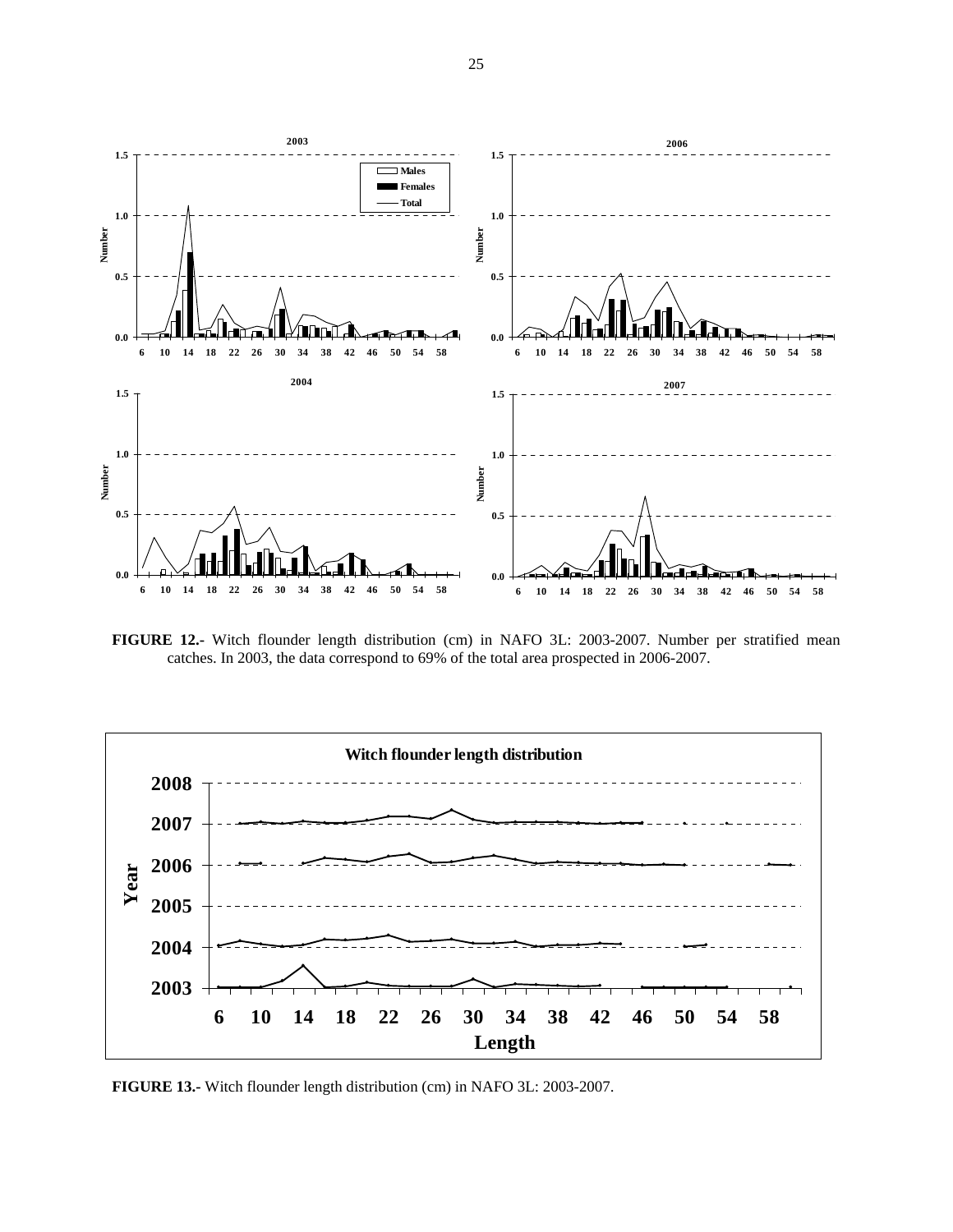2003

Males
Females
Total

Number

1.5
1.0
0.5
0.0

6 10 14 18 22 26 30 34 38 42 46 50 54 58

2006

Number

1.5
1.0
0.5
0.0

6 10 14 18 22 26 30 34 38 42 46 50 54 58

2004

Number

1.5
1.0
0.5
0.0

6 10 14 18 22 26 30 34 38 42 46 50 54 58

2007

Number

1.5
1.0
0.5
0.0

6 10 14 18 22 26 30 34 38 42 46 50 54 58

**FIGURE 12.-** Witch flounder length distribution (cm) in NAFO 3L: 2003-2007. Number per stratified mean catches. In 2003, the data correspond to 69% of the total area prospected in 2006-2007.

Witch flounder length distribution

Year

2008
2007
2006
2005
2004
2003

6 10 14 18 22 26 30 34 38 42 46 50 54 58

Length

**FIGURE 13.-** Witch flounder length distribution (cm) in NAFO 3L: 2003-2007.